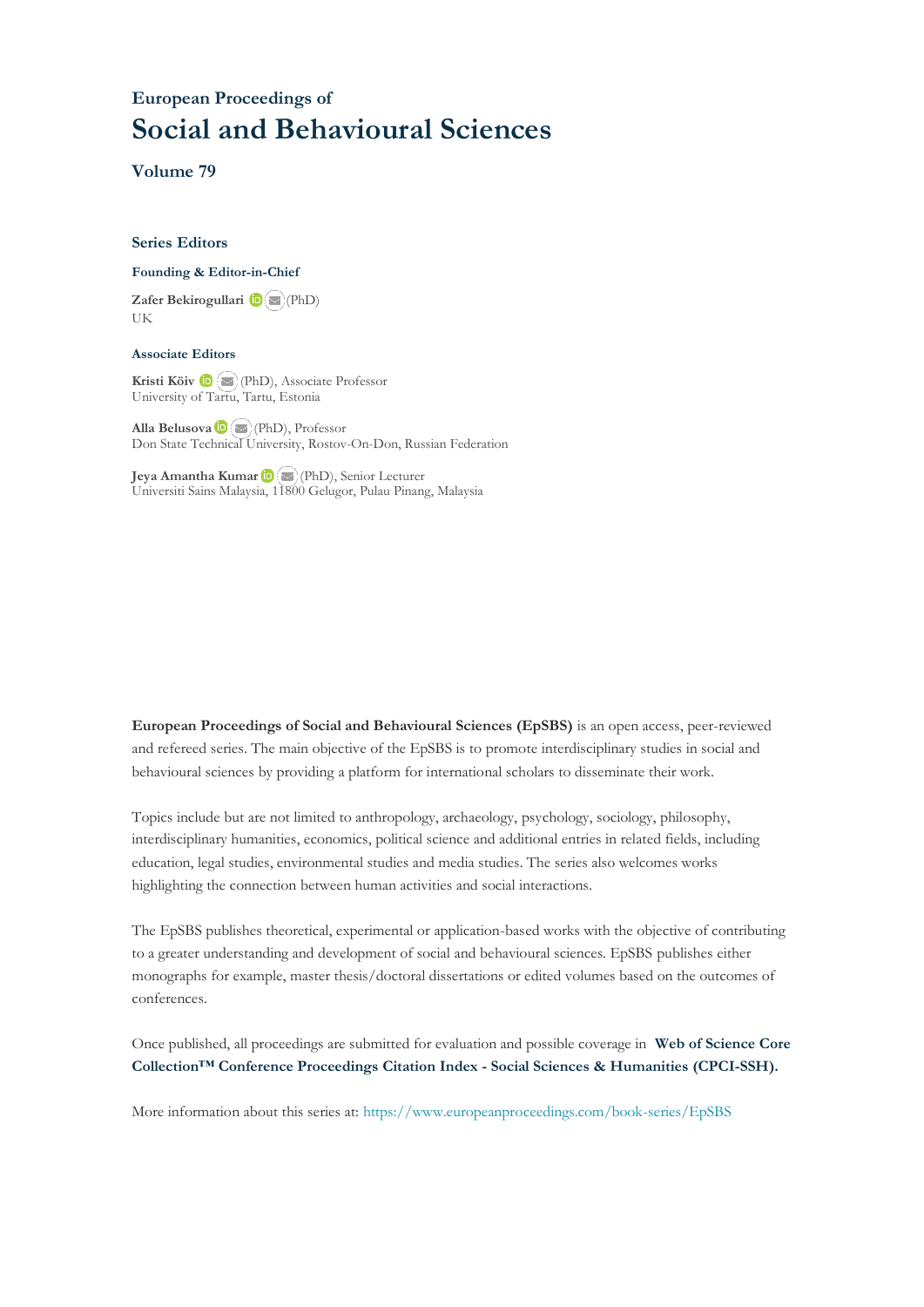## European Proceedings of

# Social and Behavioural Sciences

### Volume 79

### Series Editors

**Founding & Editor-in-Chief**

**Zafer Bekirogullari** (PhD)
UK

**Associate Editors**

**Kristi Köiv** (PhD), Associate Professor
University of Tartu, Tartu, Estonia

**Alla Belusova** (PhD), Professor
Don State Technical University, Rostov-On-Don, Russian Federation

**Jeya Amantha Kumar** (PhD), Senior Lecturer
Universiti Sains Malaysia, 11800 Gelugor, Pulau Pinang, Malaysia

**European Proceedings of Social and Behavioural Sciences (EpSBS)** is an open access, peer-reviewed and refereed series. The main objective of the EpSBS is to promote interdisciplinary studies in social and behavioural sciences by providing a platform for international scholars to disseminate their work.

Topics include but are not limited to anthropology, archaeology, psychology, sociology, philosophy, interdisciplinary humanities, economics, political science and additional entries in related fields, including education, legal studies, environmental studies and media studies. The series also welcomes works highlighting the connection between human activities and social interactions.

The EpSBS publishes theoretical, experimental or application-based works with the objective of contributing to a greater understanding and development of social and behavioural sciences. EpSBS publishes either monographs for example, master thesis/doctoral dissertations or edited volumes based on the outcomes of conferences.

Once published, all proceedings are submitted for evaluation and possible coverage in **Web of Science Core Collection™ Conference Proceedings Citation Index - Social Sciences & Humanities (CPCI-SSH).**

More information about this series at: https://www.europeanproceedings.com/book-series/EpSBS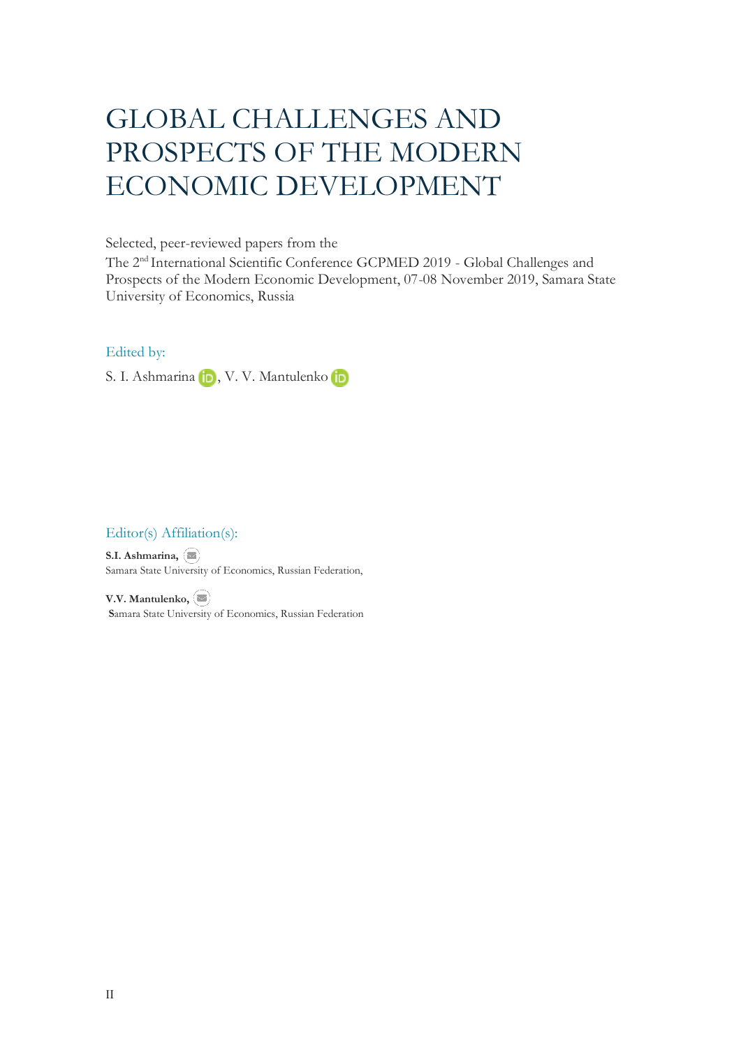# GLOBAL CHALLENGES AND PROSPECTS OF THE MODERN ECONOMIC DEVELOPMENT

Selected, peer-reviewed papers from the
The 2nd International Scientific Conference GCPMED 2019 - Global Challenges and Prospects of the Modern Economic Development, 07-08 November 2019, Samara State University of Economics, Russia

Edited by:

S. I. Ashmarina, V. V. Mantulenko

Editor(s) Affiliation(s):

**S.I. Ashmarina,**
Samara State University of Economics, Russian Federation,

**V.V. Mantulenko,**
Samara State University of Economics, Russian Federation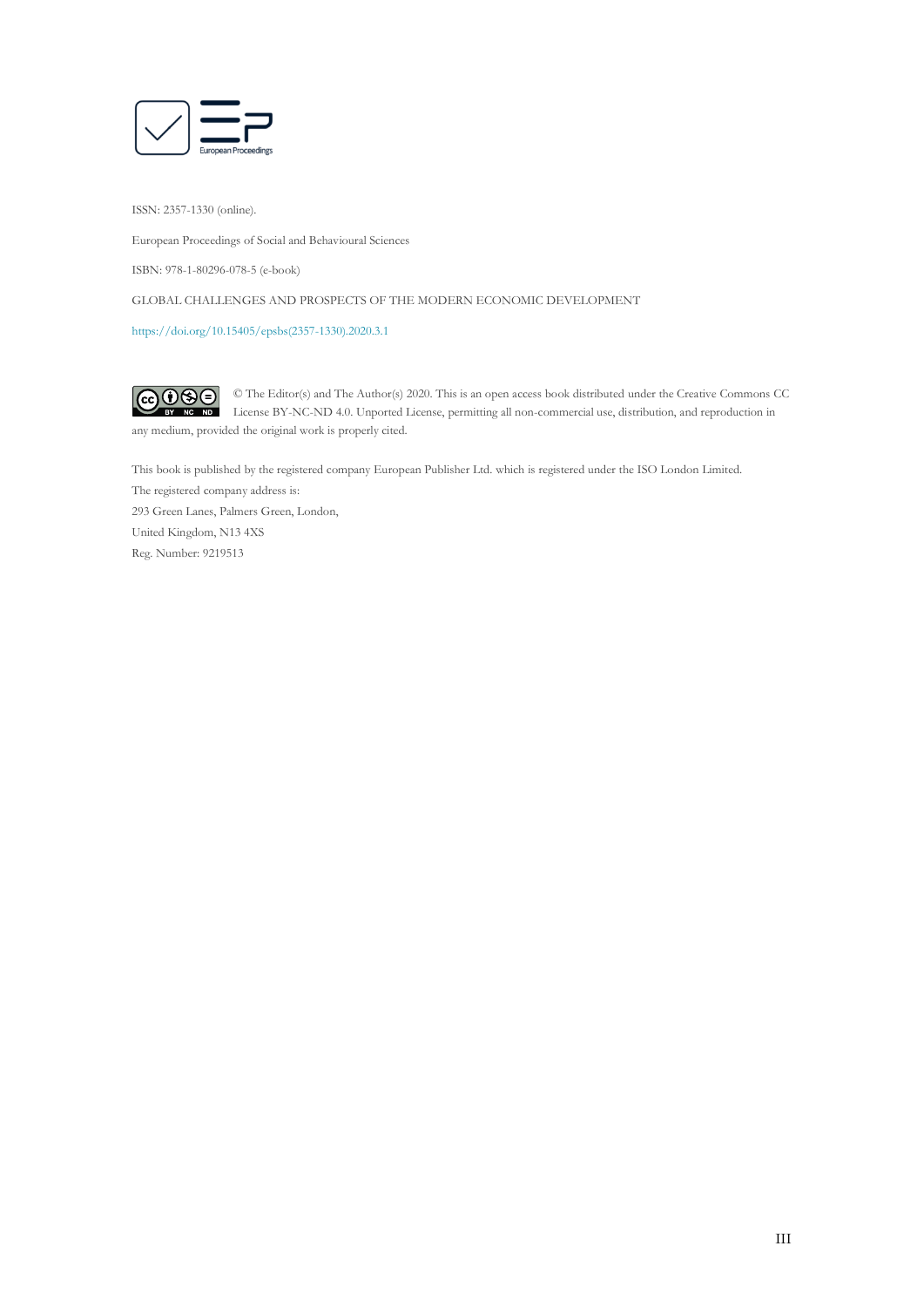ISSN: 2357-1330 (online).

European Proceedings of Social and Behavioural Sciences

ISBN: 978-1-80296-078-5 (e-book)

GLOBAL CHALLENGES AND PROSPECTS OF THE MODERN ECONOMIC DEVELOPMENT

https://doi.org/10.15405/epsbs(2357-1330).2020.3.1

© The Editor(s) and The Author(s) 2020. This is an open access book distributed under the Creative Commons CC License BY-NC-ND 4.0. Unported License, permitting all non-commercial use, distribution, and reproduction in any medium, provided the original work is properly cited.

This book is published by the registered company European Publisher Ltd. which is registered under the ISO London Limited.
The registered company address is:
293 Green Lanes, Palmers Green, London,
United Kingdom, N13 4XS
Reg. Number: 9219513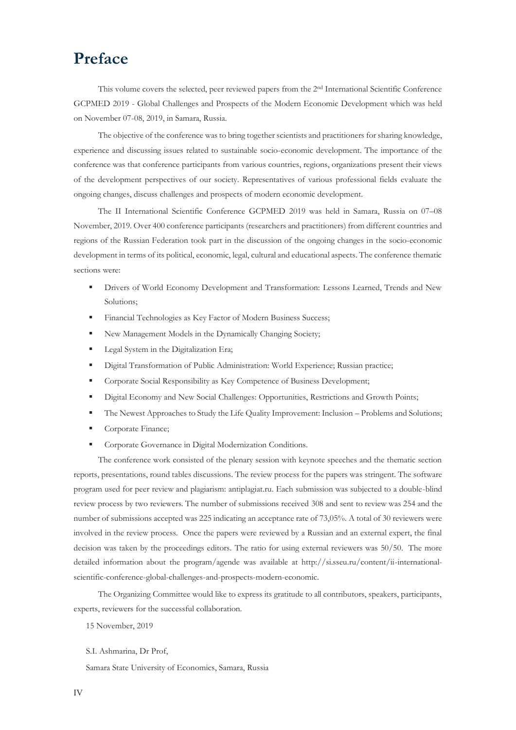# Preface

This volume covers the selected, peer reviewed papers from the 2nd International Scientific Conference GCPMED 2019 - Global Challenges and Prospects of the Modern Economic Development which was held on November 07-08, 2019, in Samara, Russia.

The objective of the conference was to bring together scientists and practitioners for sharing knowledge, experience and discussing issues related to sustainable socio-economic development. The importance of the conference was that conference participants from various countries, regions, organizations present their views of the development perspectives of our society. Representatives of various professional fields evaluate the ongoing changes, discuss challenges and prospects of modern economic development.

The II International Scientific Conference GCPMED 2019 was held in Samara, Russia on 07–08 November, 2019. Over 400 conference participants (researchers and practitioners) from different countries and regions of the Russian Federation took part in the discussion of the ongoing changes in the socio-economic development in terms of its political, economic, legal, cultural and educational aspects. The conference thematic sections were:

- Drivers of World Economy Development and Transformation: Lessons Learned, Trends and New Solutions;
- Financial Technologies as Key Factor of Modern Business Success;
- New Management Models in the Dynamically Changing Society;
- Legal System in the Digitalization Era;
- Digital Transformation of Public Administration: World Experience; Russian practice;
- Corporate Social Responsibility as Key Competence of Business Development;
- Digital Economy and New Social Challenges: Opportunities, Restrictions and Growth Points;
- The Newest Approaches to Study the Life Quality Improvement: Inclusion – Problems and Solutions;
- Corporate Finance;
- Corporate Governance in Digital Modernization Conditions.

The conference work consisted of the plenary session with keynote speeches and the thematic section reports, presentations, round tables discussions. The review process for the papers was stringent. The software program used for peer review and plagiarism: antiplagiat.ru. Each submission was subjected to a double-blind review process by two reviewers. The number of submissions received 308 and sent to review was 254 and the number of submissions accepted was 225 indicating an acceptance rate of 73,05%. A total of 30 reviewers were involved in the review process. Once the papers were reviewed by a Russian and an external expert, the final decision was taken by the proceedings editors. The ratio for using external reviewers was 50/50. The more detailed information about the program/agende was available at http://si.sseu.ru/content/ii-international-scientific-conference-global-challenges-and-prospects-modern-economic.

The Organizing Committee would like to express its gratitude to all contributors, speakers, participants, experts, reviewers for the successful collaboration.

15 November, 2019

S.I. Ashmarina, Dr Prof,

Samara State University of Economics, Samara, Russia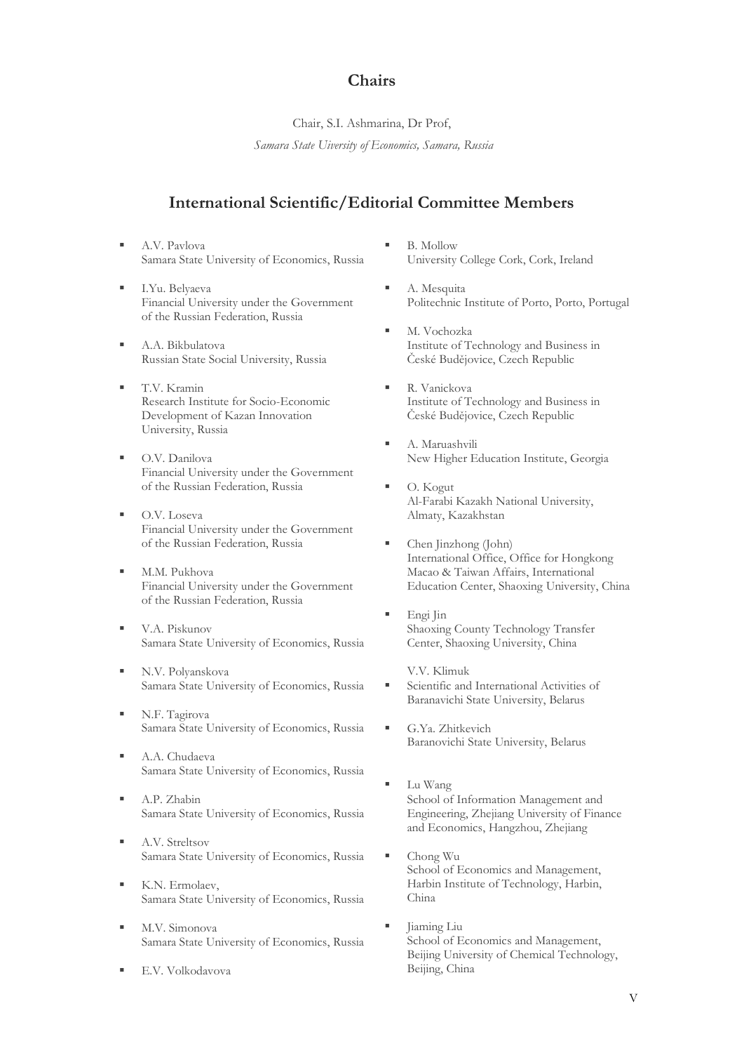## Chairs

Chair, S.I. Ashmarina, Dr Prof,

*Samara State Uiversity of Economics, Samara, Russia*

## International Scientific/Editorial Committee Members

- A.V. Pavlova
  Samara State University of Economics, Russia
- I.Yu. Belyaeva
  Financial University under the Government of the Russian Federation, Russia
- A.A. Bikbulatova
  Russian State Social University, Russia
- T.V. Kramin
  Research Institute for Socio-Economic Development of Kazan Innovation University, Russia
- O.V. Danilova
  Financial University under the Government of the Russian Federation, Russia
- O.V. Loseva
  Financial University under the Government of the Russian Federation, Russia
- M.M. Pukhova
  Financial University under the Government of the Russian Federation, Russia
- V.A. Piskunov
  Samara State University of Economics, Russia
- N.V. Polyanskova
  Samara State University of Economics, Russia
- N.F. Tagirova
  Samara State University of Economics, Russia
- A.A. Chudaeva
  Samara State University of Economics, Russia
- A.P. Zhabin
  Samara State University of Economics, Russia
- A.V. Streltsov
  Samara State University of Economics, Russia
- K.N. Ermolaev,
  Samara State University of Economics, Russia
- M.V. Simonova
  Samara State University of Economics, Russia
- E.V. Volkodavova
- B. Mollow
  University College Cork, Cork, Ireland
- A. Mesquita
  Politechnic Institute of Porto, Porto, Portugal
- M. Vochozka
  Institute of Technology and Business in České Budějovice, Czech Republic
- R. Vanickova
  Institute of Technology and Business in České Budějovice, Czech Republic
- A. Maruashvili
  New Higher Education Institute, Georgia
- O. Kogut
  Al-Farabi Kazakh National University, Almaty, Kazakhstan
- Chen Jinzhong (John)
  International Office, Office for Hongkong Macao & Taiwan Affairs, International Education Center, Shaoxing University, China
- Engi Jin
  Shaoxing County Technology Transfer Center, Shaoxing University, China
- V.V. Klimuk
  Scientific and International Activities of Baranavichi State University, Belarus
- G.Ya. Zhitkevich
  Baranovichi State University, Belarus
- Lu Wang
  School of Information Management and Engineering, Zhejiang University of Finance and Economics, Hangzhou, Zhejiang
- Chong Wu
  School of Economics and Management, Harbin Institute of Technology, Harbin, China
- Jiaming Liu
  School of Economics and Management, Beijing University of Chemical Technology, Beijing, China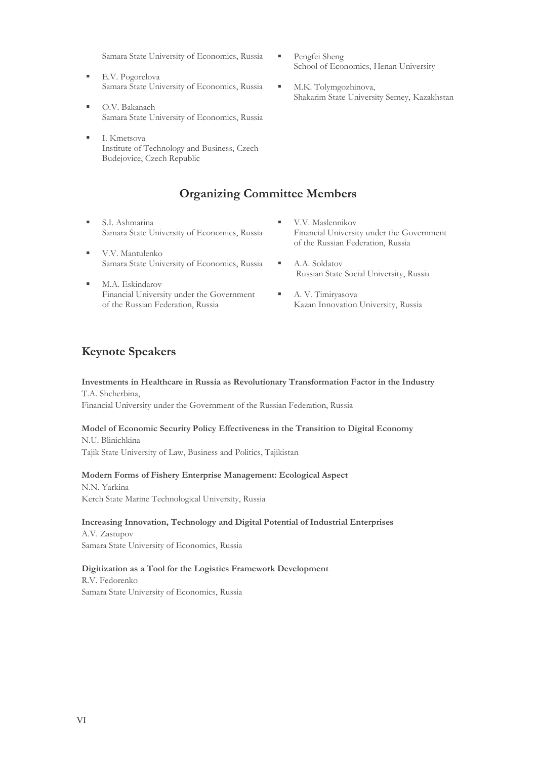Samara State University of Economics, Russia

- E.V. Pogorelova
  Samara State University of Economics, Russia
- O.V. Bakanach
  Samara State University of Economics, Russia
- I. Kmetsova
  Institute of Technology and Business, Czech Budejovice, Czech Republic
- Pengfei Sheng
  School of Economics, Henan University
- M.K. Tolymgozhinova,
  Shakarim State University Semey, Kazakhstan

## Organizing Committee Members

- S.I. Ashmarina
  Samara State University of Economics, Russia
- V.V. Mantulenko
  Samara State University of Economics, Russia
- M.A. Eskindarov
  Financial University under the Government of the Russian Federation, Russia
- V.V. Maslennikov
  Financial University under the Government of the Russian Federation, Russia
- A.A. Soldatov
  Russian State Social University, Russia
- A. V. Timiryasova
  Kazan Innovation University, Russia

## Keynote Speakers

**Investments in Healthcare in Russia as Revolutionary Transformation Factor in the Industry**
T.A. Shcherbina,
Financial University under the Government of the Russian Federation, Russia

**Model of Economic Security Policy Effectiveness in the Transition to Digital Economy**
N.U. Blinichkina
Tajik State University of Law, Business and Politics, Tajikistan

**Modern Forms of Fishery Enterprise Management: Ecological Aspect**
N.N. Yarkina
Kerch State Marine Technological University, Russia

**Increasing Innovation, Technology and Digital Potential of Industrial Enterprises**
A.V. Zastupov
Samara State University of Economics, Russia

**Digitization as a Tool for the Logistics Framework Development**
R.V. Fedorenko
Samara State University of Economics, Russia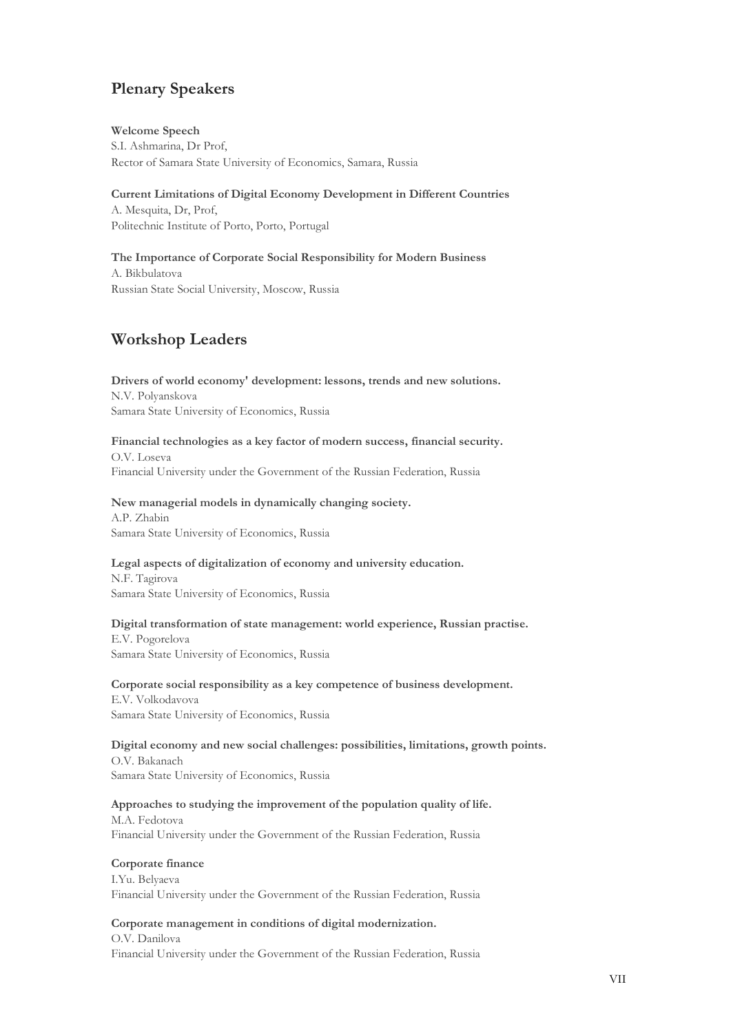## Plenary Speakers

**Welcome Speech**
S.I. Ashmarina, Dr Prof,
Rector of Samara State University of Economics, Samara, Russia

**Current Limitations of Digital Economy Development in Different Countries**
A. Mesquita, Dr, Prof,
Politechnic Institute of Porto, Porto, Portugal

**The Importance of Corporate Social Responsibility for Modern Business**
A. Bikbulatova
Russian State Social University, Moscow, Russia

## Workshop Leaders

**Drivers of world economy' development: lessons, trends and new solutions.**
N.V. Polyanskova
Samara State University of Economics, Russia

**Financial technologies as a key factor of modern success, financial security.**
O.V. Loseva
Financial University under the Government of the Russian Federation, Russia

**New managerial models in dynamically changing society.**
A.P. Zhabin
Samara State University of Economics, Russia

**Legal aspects of digitalization of economy and university education.**
N.F. Tagirova
Samara State University of Economics, Russia

**Digital transformation of state management: world experience, Russian practise.**
E.V. Pogorelova
Samara State University of Economics, Russia

**Corporate social responsibility as a key competence of business development.**
E.V. Volkodavova
Samara State University of Economics, Russia

**Digital economy and new social challenges: possibilities, limitations, growth points.**
O.V. Bakanach
Samara State University of Economics, Russia

**Approaches to studying the improvement of the population quality of life.**
M.A. Fedotova
Financial University under the Government of the Russian Federation, Russia

**Corporate finance**
I.Yu. Belyaeva
Financial University under the Government of the Russian Federation, Russia

**Corporate management in conditions of digital modernization.**
O.V. Danilova
Financial University under the Government of the Russian Federation, Russia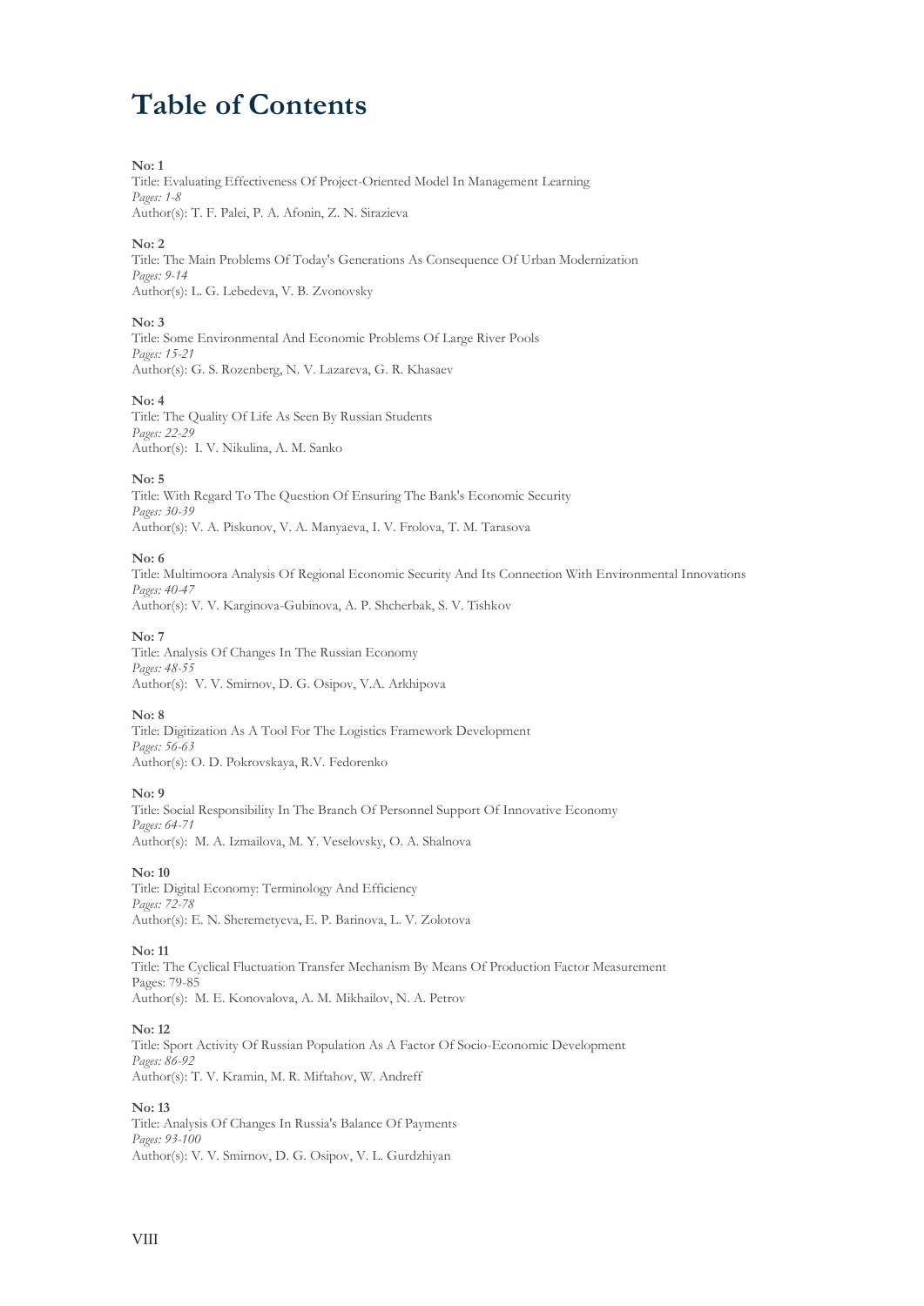# Table of Contents

**No: 1**
Title: Evaluating Effectiveness Of Project-Oriented Model In Management Learning
*Pages: 1-8*
Author(s): T. F. Palei, P. A. Afonin, Z. N. Sirazieva

**No: 2**
Title: The Main Problems Of Today's Generations As Consequence Of Urban Modernization
*Pages: 9-14*
Author(s): L. G. Lebedeva, V. B. Zvonovsky

**No: 3**
Title: Some Environmental And Economic Problems Of Large River Pools
*Pages: 15-21*
Author(s): G. S. Rozenberg, N. V. Lazareva, G. R. Khasaev

**No: 4**
Title: The Quality Of Life As Seen By Russian Students
*Pages: 22-29*
Author(s): I. V. Nikulina, A. M. Sanko

**No: 5**
Title: With Regard To The Question Of Ensuring The Bank's Economic Security
*Pages: 30-39*
Author(s): V. A. Piskunov, V. A. Manyaeva, I. V. Frolova, T. M. Tarasova

**No: 6**
Title: Multimoora Analysis Of Regional Economic Security And Its Connection With Environmental Innovations
*Pages: 40-47*
Author(s): V. V. Karginova-Gubinova, A. P. Shcherbak, S. V. Tishkov

**No: 7**
Title: Analysis Of Changes In The Russian Economy
*Pages: 48-55*
Author(s): V. V. Smirnov, D. G. Osipov, V.A. Arkhipova

**No: 8**
Title: Digitization As A Tool For The Logistics Framework Development
*Pages: 56-63*
Author(s): O. D. Pokrovskaya, R.V. Fedorenko

**No: 9**
Title: Social Responsibility In The Branch Of Personnel Support Of Innovative Economy
*Pages: 64-71*
Author(s): M. A. Izmailova, M. Y. Veselovsky, O. A. Shalnova

**No: 10**
Title: Digital Economy: Terminology And Efficiency
*Pages: 72-78*
Author(s): E. N. Sheremetyeva, E. P. Barinova, L. V. Zolotova

**No: 11**
Title: The Cyclical Fluctuation Transfer Mechanism By Means Of Production Factor Measurement
Pages: 79-85
Author(s): M. E. Konovalova, A. M. Mikhailov, N. A. Petrov

**No: 12**
Title: Sport Activity Of Russian Population As A Factor Of Socio-Economic Development
*Pages: 86-92*
Author(s): T. V. Kramin, M. R. Miftahov, W. Andreff

**No: 13**
Title: Analysis Of Changes In Russia's Balance Of Payments
*Pages: 93-100*
Author(s): V. V. Smirnov, D. G. Osipov, V. L. Gurdzhiyan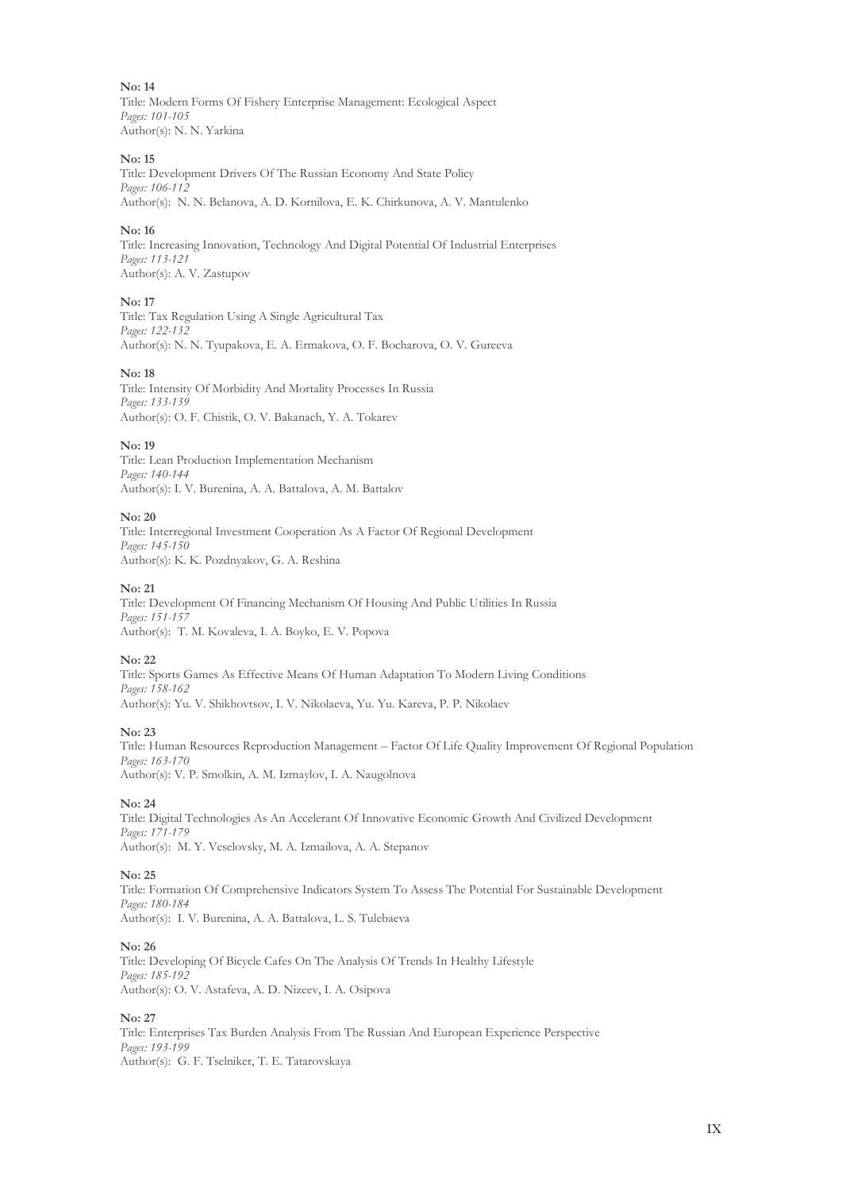**No: 14**
Title: Modern Forms Of Fishery Enterprise Management: Ecological Aspect
*Pages: 101-105*
Author(s): N. N. Yarkina

**No: 15**
Title: Development Drivers Of The Russian Economy And State Policy
*Pages: 106-112*
Author(s): N. N. Belanova, A. D. Kornilova, E. K. Chirkunova, A. V. Mantulenko

**No: 16**
Title: Increasing Innovation, Technology And Digital Potential Of Industrial Enterprises
*Pages: 113-121*
Author(s): A. V. Zastupov

**No: 17**
Title: Tax Regulation Using A Single Agricultural Tax
*Pages: 122-132*
Author(s): N. N. Tyupakova, E. A. Ermakova, O. F. Bocharova, O. V. Gureeva

**No: 18**
Title: Intensity Of Morbidity And Mortality Processes In Russia
*Pages: 133-139*
Author(s): O. F. Chistik, O. V. Bakanach, Y. A. Tokarev

**No: 19**
Title: Lean Production Implementation Mechanism
*Pages: 140-144*
Author(s): I. V. Burenina, A. A. Battalova, A. M. Battalov

**No: 20**
Title: Interregional Investment Cooperation As A Factor Of Regional Development
*Pages: 145-150*
Author(s): K. K. Pozdnyakov, G. A. Reshina

**No: 21**
Title: Development Of Financing Mechanism Of Housing And Public Utilities In Russia
*Pages: 151-157*
Author(s): T. M. Kovaleva, I. A. Boyko, E. V. Popova

**No: 22**
Title: Sports Games As Effective Means Of Human Adaptation To Modern Living Conditions
*Pages: 158-162*
Author(s): Yu. V. Shikhovtsov, I. V. Nikolaeva, Yu. Yu. Kareva, P. P. Nikolaev

**No: 23**
Title: Human Resources Reproduction Management – Factor Of Life Quality Improvement Of Regional Population
*Pages: 163-170*
Author(s): V. P. Smolkin, A. M. Izmaylov, I. A. Naugolnova

**No: 24**
Title: Digital Technologies As An Accelerant Of Innovative Economic Growth And Civilized Development
*Pages: 171-179*
Author(s): M. Y. Veselovsky, M. A. Izmailova, A. A. Stepanov

**No: 25**
Title: Formation Of Comprehensive Indicators System To Assess The Potential For Sustainable Development
*Pages: 180-184*
Author(s): I. V. Burenina, A. A. Battalova, L. S. Tulebaeva

**No: 26**
Title: Developing Of Bicycle Cafes On The Analysis Of Trends In Healthy Lifestyle
*Pages: 185-192*
Author(s): O. V. Astafeva, A. D. Nizeev, I. A. Osipova

**No: 27**
Title: Enterprises Tax Burden Analysis From The Russian And European Experience Perspective
*Pages: 193-199*
Author(s): G. F. Tselniker, T. E. Tatarovskaya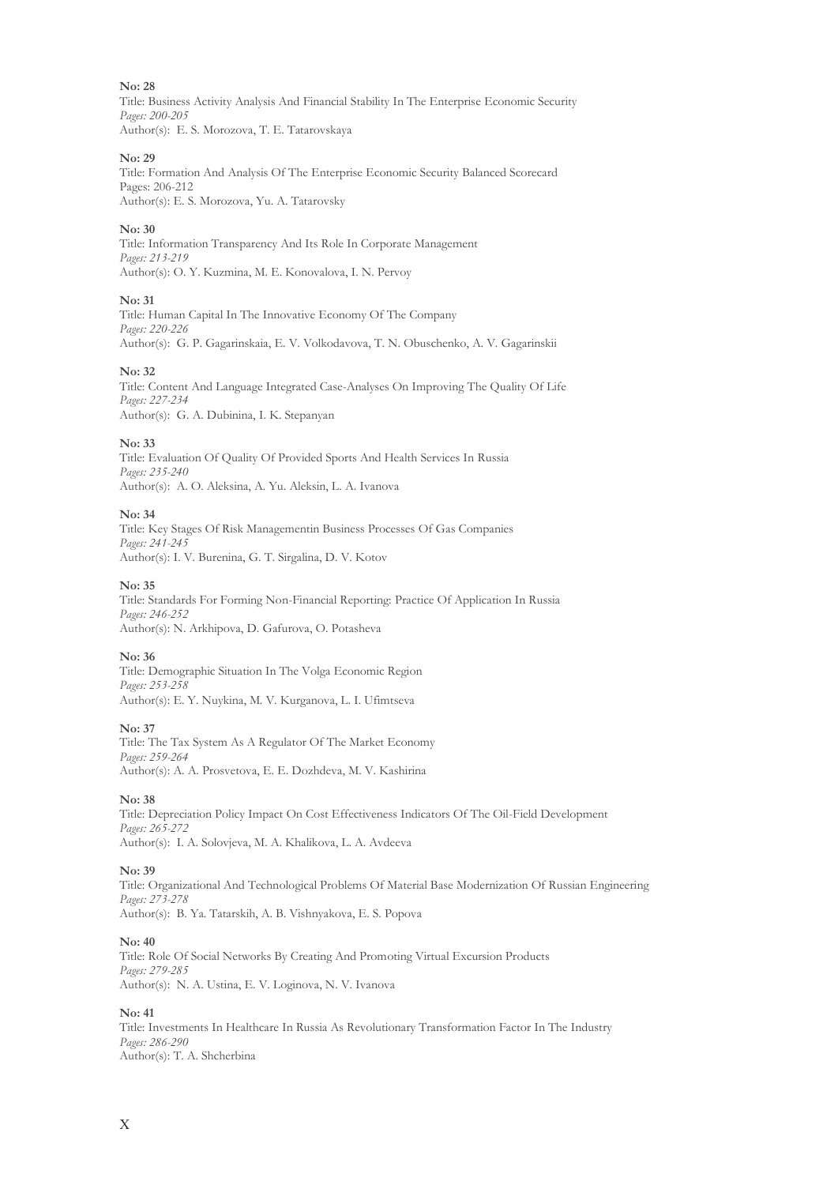**No: 28**
Title: Business Activity Analysis And Financial Stability In The Enterprise Economic Security
*Pages: 200-205*
Author(s): E. S. Morozova, T. E. Tatarovskaya

**No: 29**
Title: Formation And Analysis Of The Enterprise Economic Security Balanced Scorecard
Pages: 206-212
Author(s): E. S. Morozova, Yu. A. Tatarovsky

**No: 30**
Title: Information Transparency And Its Role In Corporate Management
*Pages: 213-219*
Author(s): O. Y. Kuzmina, M. E. Konovalova, I. N. Pervoy

**No: 31**
Title: Human Capital In The Innovative Economy Of The Company
*Pages: 220-226*
Author(s): G. P. Gagarinskaia, E. V. Volkodavova, T. N. Obuschenko, A. V. Gagarinskii

**No: 32**
Title: Content And Language Integrated Case-Analyses On Improving The Quality Of Life
*Pages: 227-234*
Author(s): G. A. Dubinina, I. K. Stepanyan

**No: 33**
Title: Evaluation Of Quality Of Provided Sports And Health Services In Russia
*Pages: 235-240*
Author(s): A. O. Aleksina, A. Yu. Aleksin, L. A. Ivanova

**No: 34**
Title: Key Stages Of Risk Managementin Business Processes Of Gas Companies
*Pages: 241-245*
Author(s): I. V. Burenina, G. T. Sirgalina, D. V. Kotov

**No: 35**
Title: Standards For Forming Non-Financial Reporting: Practice Of Application In Russia
*Pages: 246-252*
Author(s): N. Arkhipova, D. Gafurova, O. Potasheva

**No: 36**
Title: Demographic Situation In The Volga Economic Region
*Pages: 253-258*
Author(s): E. Y. Nuykina, M. V. Kurganova, L. I. Ufimtseva

**No: 37**
Title: The Tax System As A Regulator Of The Market Economy
*Pages: 259-264*
Author(s): A. A. Prosvetova, E. E. Dozhdeva, M. V. Kashirina

**No: 38**
Title: Depreciation Policy Impact On Cost Effectiveness Indicators Of The Oil-Field Development
*Pages: 265-272*
Author(s): I. A. Solovjeva, M. A. Khalikova, L. A. Avdeeva

**No: 39**
Title: Organizational And Technological Problems Of Material Base Modernization Of Russian Engineering
*Pages: 273-278*
Author(s): B. Ya. Tatarskih, A. B. Vishnyakova, E. S. Popova

**No: 40**
Title: Role Of Social Networks By Creating And Promoting Virtual Excursion Products
*Pages: 279-285*
Author(s): N. A. Ustina, E. V. Loginova, N. V. Ivanova

**No: 41**
Title: Investments In Healthcare In Russia As Revolutionary Transformation Factor In The Industry
*Pages: 286-290*
Author(s): T. A. Shcherbina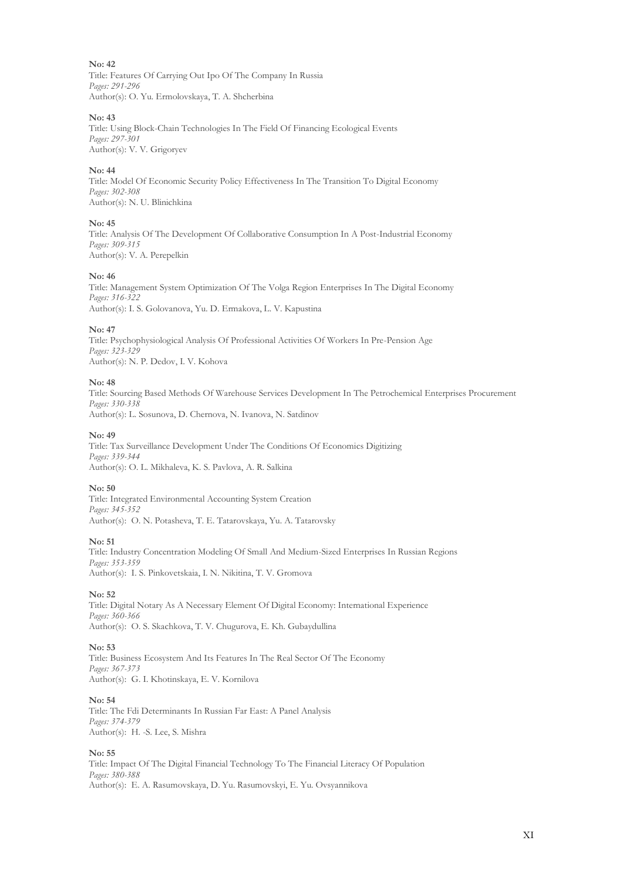**No: 42**
Title: Features Of Carrying Out Ipo Of The Company In Russia
*Pages: 291-296*
Author(s): O. Yu. Ermolovskaya, T. A. Shcherbina

**No: 43**
Title: Using Block-Chain Technologies In The Field Of Financing Ecological Events
*Pages: 297-301*
Author(s): V. V. Grigoryev

**No: 44**
Title: Model Of Economic Security Policy Effectiveness In The Transition To Digital Economy
*Pages: 302-308*
Author(s): N. U. Blinichkina

**No: 45**
Title: Analysis Of The Development Of Collaborative Consumption In A Post-Industrial Economy
*Pages: 309-315*
Author(s): V. A. Perepelkin

**No: 46**
Title: Management System Optimization Of The Volga Region Enterprises In The Digital Economy
*Pages: 316-322*
Author(s): I. S. Golovanova, Yu. D. Ermakova, L. V. Kapustina

**No: 47**
Title: Psychophysiological Analysis Of Professional Activities Of Workers In Pre-Pension Age
*Pages: 323-329*
Author(s): N. P. Dedov, I. V. Kohova

**No: 48**
Title: Sourcing Based Methods Of Warehouse Services Development In The Petrochemical Enterprises Procurement
*Pages: 330-338*
Author(s): L. Sosunova, D. Chernova, N. Ivanova, N. Satdinov

**No: 49**
Title: Tax Surveillance Development Under The Conditions Of Economics Digitizing
*Pages: 339-344*
Author(s): O. L. Mikhaleva, K. S. Pavlova, A. R. Salkina

**No: 50**
Title: Integrated Environmental Accounting System Creation
*Pages: 345-352*
Author(s): O. N. Potasheva, T. E. Tatarovskaya, Yu. A. Tatarovsky

**No: 51**
Title: Industry Concentration Modeling Of Small And Medium-Sized Enterprises In Russian Regions
*Pages: 353-359*
Author(s): I. S. Pinkovetskaia, I. N. Nikitina, T. V. Gromova

**No: 52**
Title: Digital Notary As A Necessary Element Of Digital Economy: International Experience
*Pages: 360-366*
Author(s): O. S. Skachkova, T. V. Chugurova, E. Kh. Gubaydullina

**No: 53**
Title: Business Ecosystem And Its Features In The Real Sector Of The Economy
*Pages: 367-373*
Author(s): G. I. Khotinskaya, E. V. Kornilova

**No: 54**
Title: The Fdi Determinants In Russian Far East: A Panel Analysis
*Pages: 374-379*
Author(s): H. -S. Lee, S. Mishra

**No: 55**
Title: Impact Of The Digital Financial Technology To The Financial Literacy Of Population
*Pages: 380-388*
Author(s): E. A. Rasumovskaya, D. Yu. Rasumovskyi, E. Yu. Ovsyannikova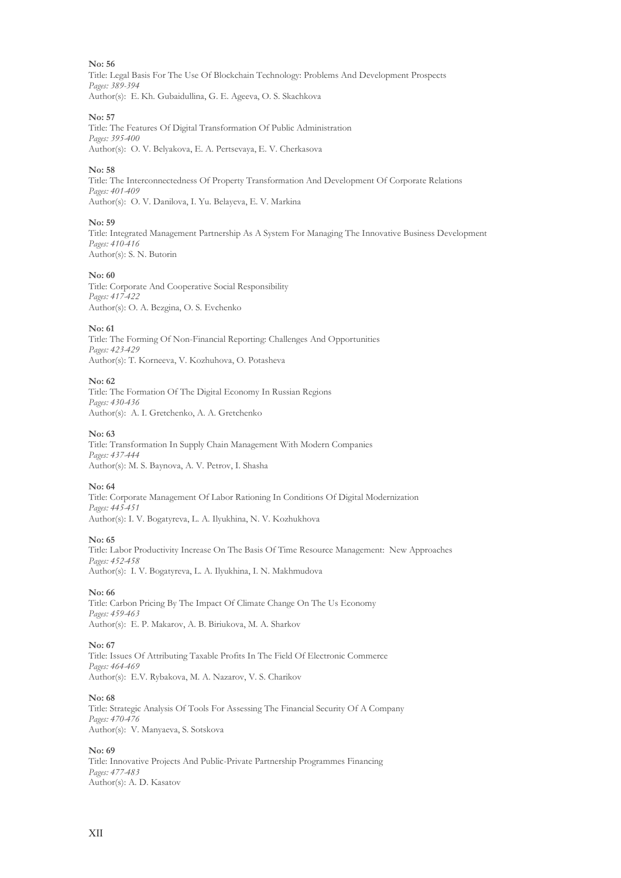**No: 56**
Title: Legal Basis For The Use Of Blockchain Technology: Problems And Development Prospects
*Pages: 389-394*
Author(s): E. Kh. Gubaidullina, G. E. Ageeva, O. S. Skachkova

**No: 57**
Title: The Features Of Digital Transformation Of Public Administration
*Pages: 395-400*
Author(s): O. V. Belyakova, E. A. Pertsevaya, E. V. Cherkasova

**No: 58**
Title: The Interconnectedness Of Property Transformation And Development Of Corporate Relations
*Pages: 401-409*
Author(s): O. V. Danilova, I. Yu. Belayeva, E. V. Markina

**No: 59**
Title: Integrated Management Partnership As A System For Managing The Innovative Business Development
*Pages: 410-416*
Author(s): S. N. Butorin

**No: 60**
Title: Corporate And Cooperative Social Responsibility
*Pages: 417-422*
Author(s): O. A. Bezgina, O. S. Evchenko

**No: 61**
Title: The Forming Of Non-Financial Reporting: Challenges And Opportunities
*Pages: 423-429*
Author(s): T. Korneeva, V. Kozhuhova, O. Potasheva

**No: 62**
Title: The Formation Of The Digital Economy In Russian Regions
*Pages: 430-436*
Author(s): A. I. Gretchenko, A. A. Gretchenko

**No: 63**
Title: Transformation In Supply Chain Management With Modern Companies
*Pages: 437-444*
Author(s): M. S. Baynova, A. V. Petrov, I. Shasha

**No: 64**
Title: Corporate Management Of Labor Rationing In Conditions Of Digital Modernization
*Pages: 445-451*
Author(s): I. V. Bogatyreva, L. A. Ilyukhina, N. V. Kozhukhova

**No: 65**
Title: Labor Productivity Increase On The Basis Of Time Resource Management: New Approaches
*Pages: 452-458*
Author(s): I. V. Bogatyreva, L. A. Ilyukhina, I. N. Makhmudova

**No: 66**
Title: Carbon Pricing By The Impact Of Climate Change On The Us Economy
*Pages: 459-463*
Author(s): E. P. Makarov, A. B. Biriukova, M. A. Sharkov

**No: 67**
Title: Issues Of Attributing Taxable Profits In The Field Of Electronic Commerce
*Pages: 464-469*
Author(s): E.V. Rybakova, M. A. Nazarov, V. S. Charikov

**No: 68**
Title: Strategic Analysis Of Tools For Assessing The Financial Security Of A Company
*Pages: 470-476*
Author(s): V. Manyaeva, S. Sotskova

**No: 69**
Title: Innovative Projects And Public-Private Partnership Programmes Financing
*Pages: 477-483*
Author(s): A. D. Kasatov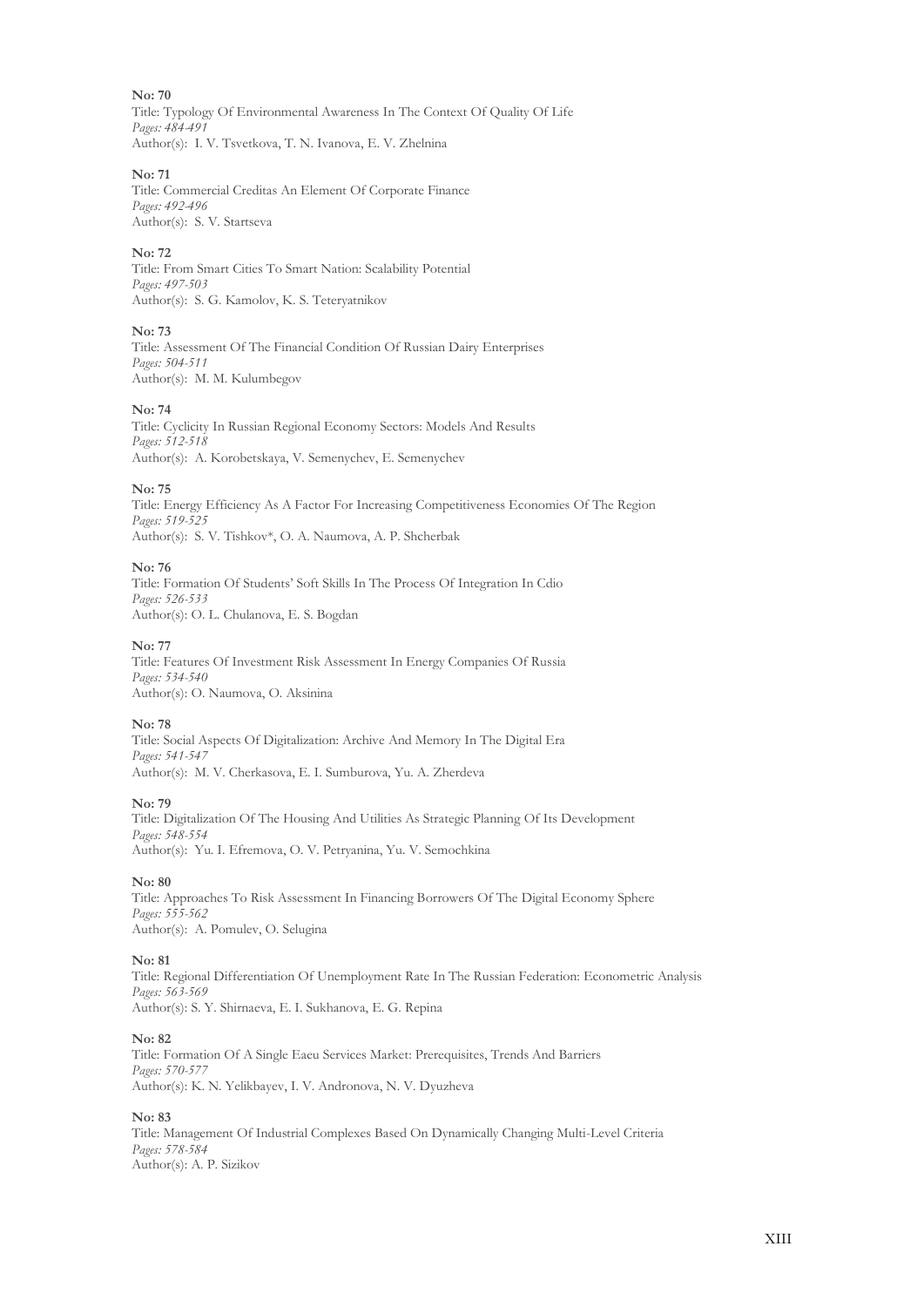**No: 70**
Title: Typology Of Environmental Awareness In The Context Of Quality Of Life
*Pages: 484-491*
Author(s): I. V. Tsvetkova, T. N. Ivanova, E. V. Zhelnina

**No: 71**
Title: Commercial Creditas An Element Of Corporate Finance
*Pages: 492-496*
Author(s): S. V. Startseva

**No: 72**
Title: From Smart Cities To Smart Nation: Scalability Potential
*Pages: 497-503*
Author(s): S. G. Kamolov, K. S. Teteryatnikov

**No: 73**
Title: Assessment Of The Financial Condition Of Russian Dairy Enterprises
*Pages: 504-511*
Author(s): M. M. Kulumbegov

**No: 74**
Title: Cyclicity In Russian Regional Economy Sectors: Models And Results
*Pages: 512-518*
Author(s): A. Korobetskaya, V. Semenychev, E. Semenychev

**No: 75**
Title: Energy Efficiency As A Factor For Increasing Competitiveness Economies Of The Region
*Pages: 519-525*
Author(s): S. V. Tishkov*, O. A. Naumova, A. P. Shcherbak

**No: 76**
Title: Formation Of Students' Soft Skills In The Process Of Integration In Cdio
*Pages: 526-533*
Author(s): O. L. Chulanova, E. S. Bogdan

**No: 77**
Title: Features Of Investment Risk Assessment In Energy Companies Of Russia
*Pages: 534-540*
Author(s): O. Naumova, O. Aksinina

**No: 78**
Title: Social Aspects Of Digitalization: Archive And Memory In The Digital Era
*Pages: 541-547*
Author(s): M. V. Cherkasova, E. I. Sumburova, Yu. A. Zherdeva

**No: 79**
Title: Digitalization Of The Housing And Utilities As Strategic Planning Of Its Development
*Pages: 548-554*
Author(s): Yu. I. Efremova, O. V. Petryanina, Yu. V. Semochkina

**No: 80**
Title: Approaches To Risk Assessment In Financing Borrowers Of The Digital Economy Sphere
*Pages: 555-562*
Author(s): A. Pomulev, O. Selugina

**No: 81**
Title: Regional Differentiation Of Unemployment Rate In The Russian Federation: Econometric Analysis
*Pages: 563-569*
Author(s): S. Y. Shirnaeva, E. I. Sukhanova, E. G. Repina

**No: 82**
Title: Formation Of A Single Eaeu Services Market: Prerequisites, Trends And Barriers
*Pages: 570-577*
Author(s): K. N. Yelikbayev, I. V. Andronova, N. V. Dyuzheva

**No: 83**
Title: Management Of Industrial Complexes Based On Dynamically Changing Multi-Level Criteria
*Pages: 578-584*
Author(s): A. P. Sizikov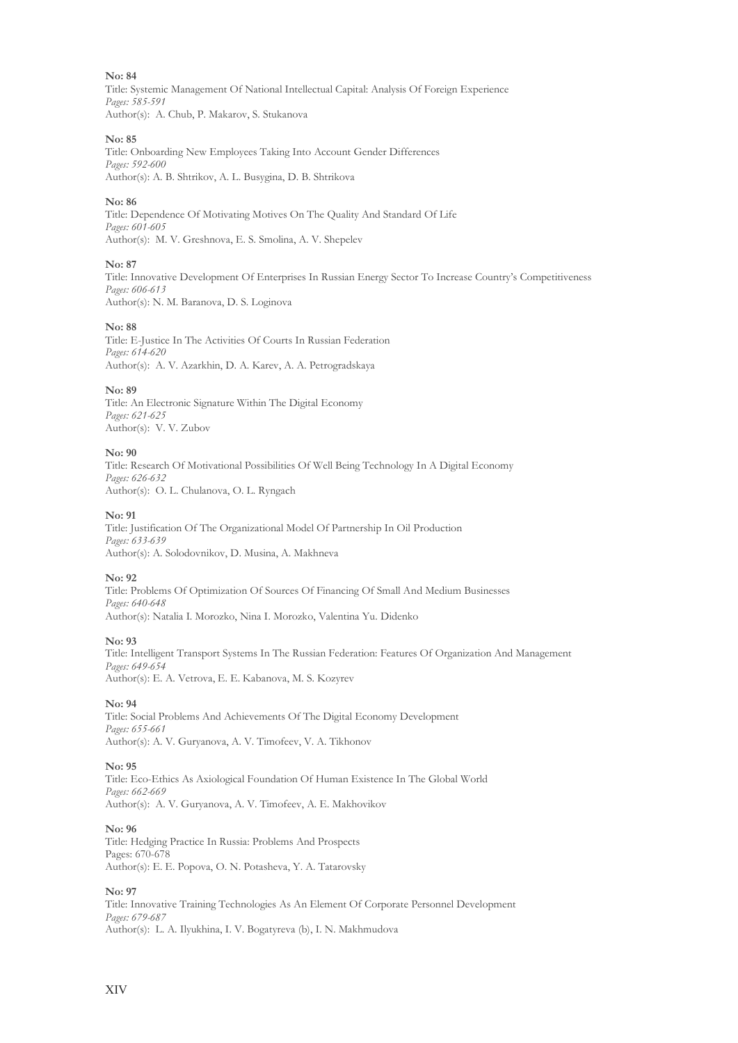**No: 84**
Title: Systemic Management Of National Intellectual Capital: Analysis Of Foreign Experience
*Pages: 585-591*
Author(s): A. Chub, P. Makarov, S. Stukanova

**No: 85**
Title: Onboarding New Employees Taking Into Account Gender Differences
*Pages: 592-600*
Author(s): A. B. Shtrikov, A. L. Busygina, D. B. Shtrikova

**No: 86**
Title: Dependence Of Motivating Motives On The Quality And Standard Of Life
*Pages: 601-605*
Author(s): M. V. Greshnova, E. S. Smolina, A. V. Shepelev

**No: 87**
Title: Innovative Development Of Enterprises In Russian Energy Sector To Increase Country's Competitiveness
*Pages: 606-613*
Author(s): N. M. Baranova, D. S. Loginova

**No: 88**
Title: E-Justice In The Activities Of Courts In Russian Federation
*Pages: 614-620*
Author(s): A. V. Azarkhin, D. A. Karev, A. A. Petrogradskaya

**No: 89**
Title: An Electronic Signature Within The Digital Economy
*Pages: 621-625*
Author(s): V. V. Zubov

**No: 90**
Title: Research Of Motivational Possibilities Of Well Being Technology In A Digital Economy
*Pages: 626-632*
Author(s): O. L. Chulanova, O. L. Ryngach

**No: 91**
Title: Justification Of The Organizational Model Of Partnership In Oil Production
*Pages: 633-639*
Author(s): A. Solodovnikov, D. Musina, A. Makhneva

**No: 92**
Title: Problems Of Optimization Of Sources Of Financing Of Small And Medium Businesses
*Pages: 640-648*
Author(s): Natalia I. Morozko, Nina I. Morozko, Valentina Yu. Didenko

**No: 93**
Title: Intelligent Transport Systems In The Russian Federation: Features Of Organization And Management
*Pages: 649-654*
Author(s): E. A. Vetrova, E. E. Kabanova, M. S. Kozyrev

**No: 94**
Title: Social Problems And Achievements Of The Digital Economy Development
*Pages: 655-661*
Author(s): A. V. Guryanova, A. V. Timofeev, V. A. Tikhonov

**No: 95**
Title: Eco-Ethics As Axiological Foundation Of Human Existence In The Global World
*Pages: 662-669*
Author(s): A. V. Guryanova, A. V. Timofeev, A. E. Makhovikov

**No: 96**
Title: Hedging Practice In Russia: Problems And Prospects
Pages: 670-678
Author(s): E. E. Popova, O. N. Potasheva, Y. A. Tatarovsky

**No: 97**
Title: Innovative Training Technologies As An Element Of Corporate Personnel Development
*Pages: 679-687*
Author(s): L. A. Ilyukhina, I. V. Bogatyreva (b), I. N. Makhmudova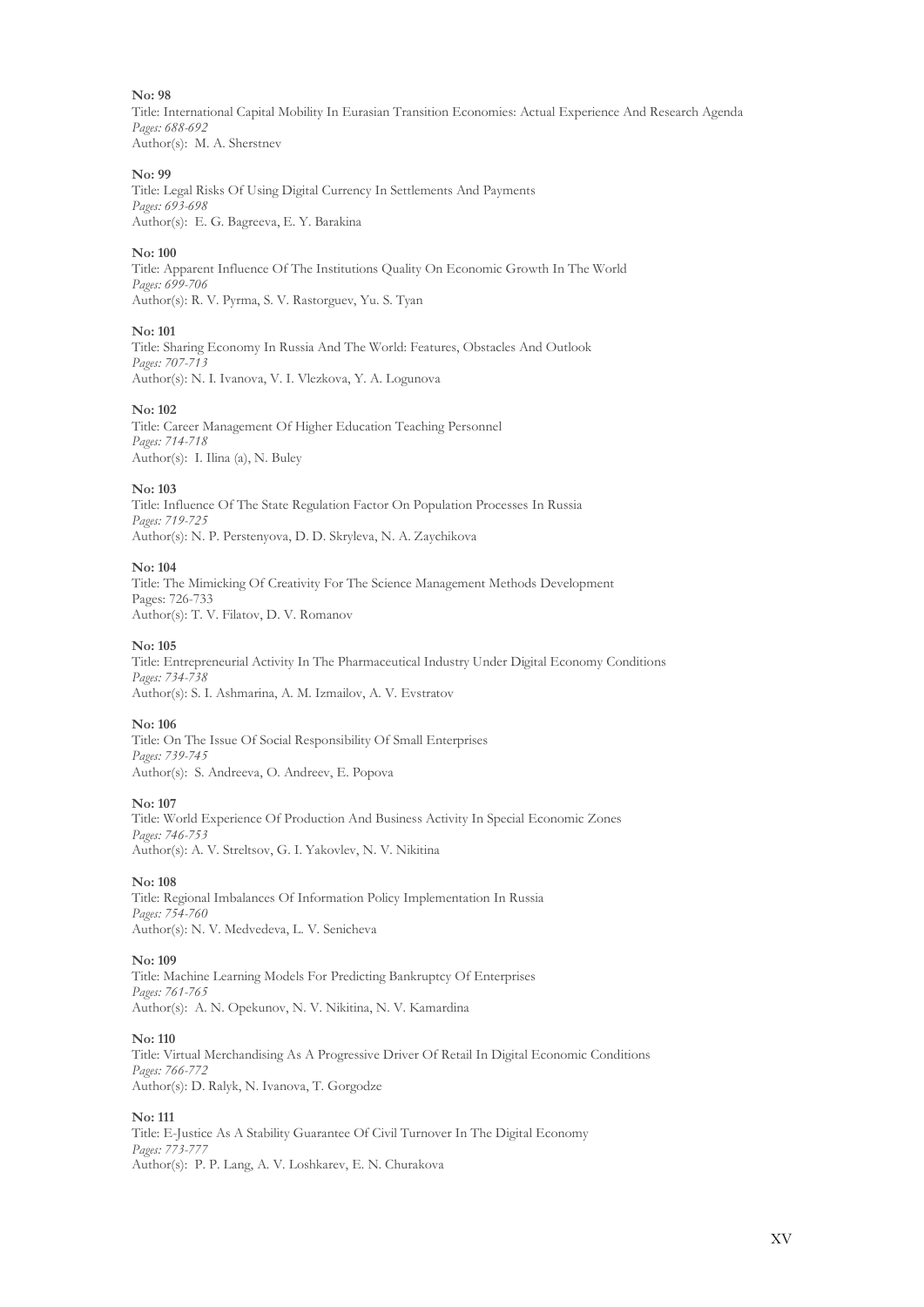**No: 98**
Title: International Capital Mobility In Eurasian Transition Economies: Actual Experience And Research Agenda
*Pages: 688-692*
Author(s): M. A. Sherstnev

**No: 99**
Title: Legal Risks Of Using Digital Currency In Settlements And Payments
*Pages: 693-698*
Author(s): E. G. Bagreeva, E. Y. Barakina

**No: 100**
Title: Apparent Influence Of The Institutions Quality On Economic Growth In The World
*Pages: 699-706*
Author(s): R. V. Pyrma, S. V. Rastorguev, Yu. S. Tyan

**No: 101**
Title: Sharing Economy In Russia And The World: Features, Obstacles And Outlook
*Pages: 707-713*
Author(s): N. I. Ivanova, V. I. Vlezkova, Y. A. Logunova

**No: 102**
Title: Career Management Of Higher Education Teaching Personnel
*Pages: 714-718*
Author(s): I. Ilina (a), N. Buley

**No: 103**
Title: Influence Of The State Regulation Factor On Population Processes In Russia
*Pages: 719-725*
Author(s): N. P. Perstenyova, D. D. Skryleva, N. A. Zaychikova

**No: 104**
Title: The Mimicking Of Creativity For The Science Management Methods Development
Pages: 726-733
Author(s): T. V. Filatov, D. V. Romanov

**No: 105**
Title: Entrepreneurial Activity In The Pharmaceutical Industry Under Digital Economy Conditions
*Pages: 734-738*
Author(s): S. I. Ashmarina, A. M. Izmailov, A. V. Evstratov

**No: 106**
Title: On The Issue Of Social Responsibility Of Small Enterprises
*Pages: 739-745*
Author(s): S. Andreeva, O. Andreev, E. Popova

**No: 107**
Title: World Experience Of Production And Business Activity In Special Economic Zones
*Pages: 746-753*
Author(s): A. V. Streltsov, G. I. Yakovlev, N. V. Nikitina

**No: 108**
Title: Regional Imbalances Of Information Policy Implementation In Russia
*Pages: 754-760*
Author(s): N. V. Medvedeva, L. V. Senicheva

**No: 109**
Title: Machine Learning Models For Predicting Bankruptcy Of Enterprises
*Pages: 761-765*
Author(s): A. N. Opekunov, N. V. Nikitina, N. V. Kamardina

**No: 110**
Title: Virtual Merchandising As A Progressive Driver Of Retail In Digital Economic Conditions
*Pages: 766-772*
Author(s): D. Ralyk, N. Ivanova, T. Gorgodze

**No: 111**
Title: E-Justice As A Stability Guarantee Of Civil Turnover In The Digital Economy
*Pages: 773-777*
Author(s): P. P. Lang, A. V. Loshkarev, E. N. Churakova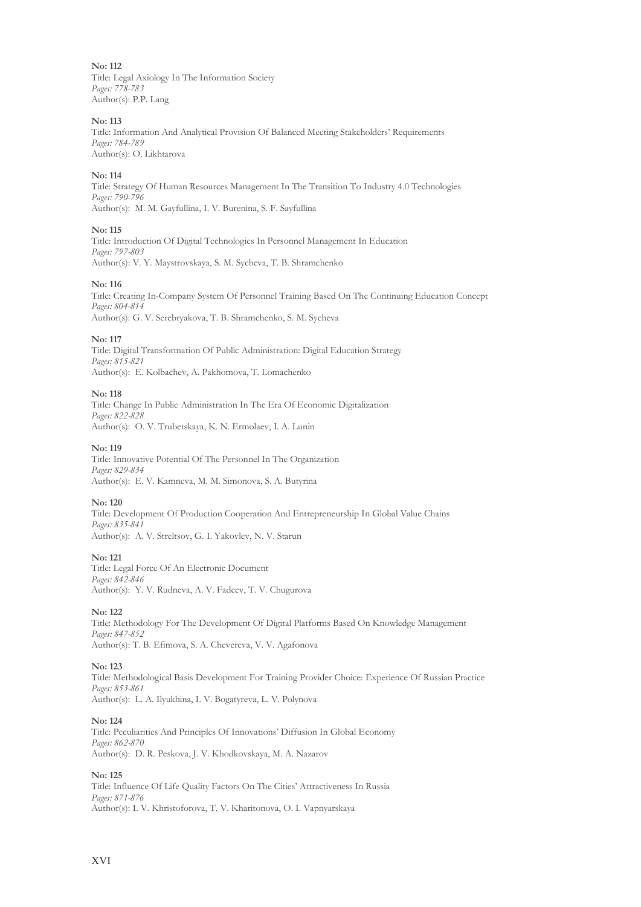**No: 112**
Title: Legal Axiology In The Information Society
*Pages: 778-783*
Author(s): P.P. Lang

**No: 113**
Title: Information And Analytical Provision Of Balanced Meeting Stakeholders' Requirements
*Pages: 784-789*
Author(s): O. Likhtarova

**No: 114**
Title: Strategy Of Human Resources Management In The Transition To Industry 4.0 Technologies
*Pages: 790-796*
Author(s): M. M. Gayfullina, I. V. Burenina, S. F. Sayfullina

**No: 115**
Title: Introduction Of Digital Technologies In Personnel Management In Education
*Pages: 797-803*
Author(s): V. Y. Maystrovskaya, S. M. Sycheva, T. B. Shramchenko

**No: 116**
Title: Creating In-Company System Of Personnel Training Based On The Continuing Education Concept
*Pages: 804-814*
Author(s): G. V. Serebryakova, T. B. Shramchenko, S. M. Sycheva

**No: 117**
Title: Digital Transformation Of Public Administration: Digital Education Strategy
*Pages: 815-821*
Author(s): E. Kolbachev, A. Pakhomova, T. Lomachenko

**No: 118**
Title: Change In Public Administration In The Era Of Economic Digitalization
*Pages: 822-828*
Author(s): O. V. Trubetskaya, K. N. Ermolaev, I. A. Lunin

**No: 119**
Title: Innovative Potential Of The Personnel In The Organization
*Pages: 829-834*
Author(s): E. V. Kamneva, M. M. Simonova, S. A. Butyrina

**No: 120**
Title: Development Of Production Cooperation And Entrepreneurship In Global Value Chains
*Pages: 835-841*
Author(s): A. V. Streltsov, G. I. Yakovlev, N. V. Starun

**No: 121**
Title: Legal Force Of An Electronic Document
*Pages: 842-846*
Author(s): Y. V. Rudneva, A. V. Fadeev, T. V. Chugurova

**No: 122**
Title: Methodology For The Development Of Digital Platforms Based On Knowledge Management
*Pages: 847-852*
Author(s): T. B. Efimova, S. A. Chevereva, V. V. Agafonova

**No: 123**
Title: Methodological Basis Development For Training Provider Choice: Experience Of Russian Practice
*Pages: 853-861*
Author(s): L. A. Ilyukhina, I. V. Bogatyreva, L. V. Polynova

**No: 124**
Title: Peculiarities And Principles Of Innovations' Diffusion In Global Economy
*Pages: 862-870*
Author(s): D. R. Peskova, J. V. Khodkovskaya, M. A. Nazarov

**No: 125**
Title: Influence Of Life Quality Factors On The Cities' Attractiveness In Russia
*Pages: 871-876*
Author(s): I. V. Khristoforova, T. V. Kharitonova, O. I. Vapnyarskaya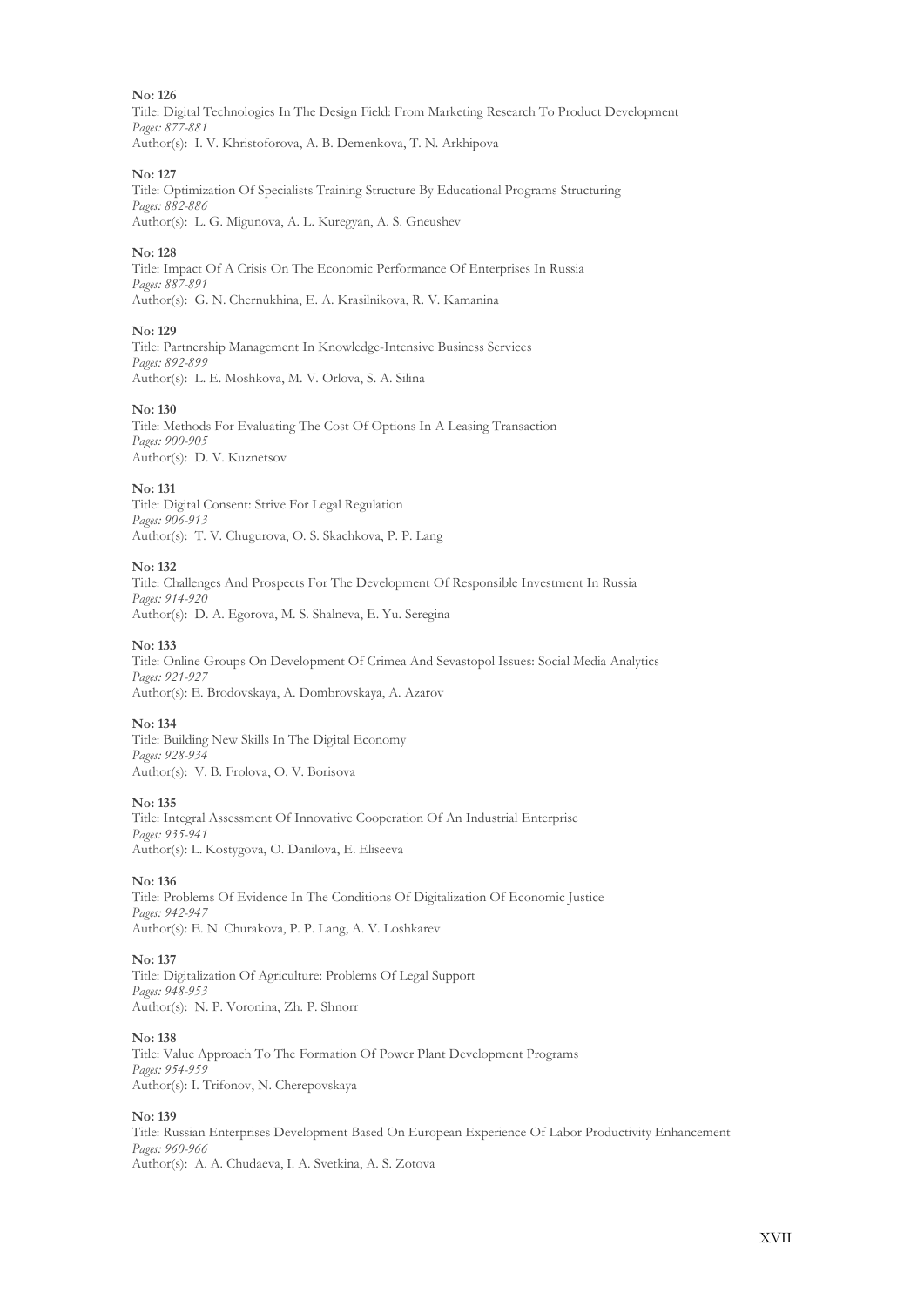**No: 126**
Title: Digital Technologies In The Design Field: From Marketing Research To Product Development
*Pages: 877-881*
Author(s): I. V. Khristoforova, A. B. Demenkova, T. N. Arkhipova

**No: 127**
Title: Optimization Of Specialists Training Structure By Educational Programs Structuring
*Pages: 882-886*
Author(s): L. G. Migunova, A. L. Kuregyan, A. S. Gneushev

**No: 128**
Title: Impact Of A Crisis On The Economic Performance Of Enterprises In Russia
*Pages: 887-891*
Author(s): G. N. Chernukhina, E. A. Krasilnikova, R. V. Kamanina

**No: 129**
Title: Partnership Management In Knowledge-Intensive Business Services
*Pages: 892-899*
Author(s): L. E. Moshkova, M. V. Orlova, S. A. Silina

**No: 130**
Title: Methods For Evaluating The Cost Of Options In A Leasing Transaction
*Pages: 900-905*
Author(s): D. V. Kuznetsov

**No: 131**
Title: Digital Consent: Strive For Legal Regulation
*Pages: 906-913*
Author(s): T. V. Chugurova, O. S. Skachkova, P. P. Lang

**No: 132**
Title: Challenges And Prospects For The Development Of Responsible Investment In Russia
*Pages: 914-920*
Author(s): D. A. Egorova, M. S. Shalneva, E. Yu. Seregina

**No: 133**
Title: Online Groups On Development Of Crimea And Sevastopol Issues: Social Media Analytics
*Pages: 921-927*
Author(s): E. Brodovskaya, A. Dombrovskaya, A. Azarov

**No: 134**
Title: Building New Skills In The Digital Economy
*Pages: 928-934*
Author(s): V. B. Frolova, O. V. Borisova

**No: 135**
Title: Integral Assessment Of Innovative Cooperation Of An Industrial Enterprise
*Pages: 935-941*
Author(s): L. Kostygova, O. Danilova, E. Eliseeva

**No: 136**
Title: Problems Of Evidence In The Conditions Of Digitalization Of Economic Justice
*Pages: 942-947*
Author(s): E. N. Churakova, P. P. Lang, A. V. Loshkarev

**No: 137**
Title: Digitalization Of Agriculture: Problems Of Legal Support
*Pages: 948-953*
Author(s): N. P. Voronina, Zh. P. Shnorr

**No: 138**
Title: Value Approach To The Formation Of Power Plant Development Programs
*Pages: 954-959*
Author(s): I. Trifonov, N. Cherepovskaya

**No: 139**
Title: Russian Enterprises Development Based On European Experience Of Labor Productivity Enhancement
*Pages: 960-966*
Author(s): A. A. Chudaeva, I. A. Svetkina, A. S. Zotova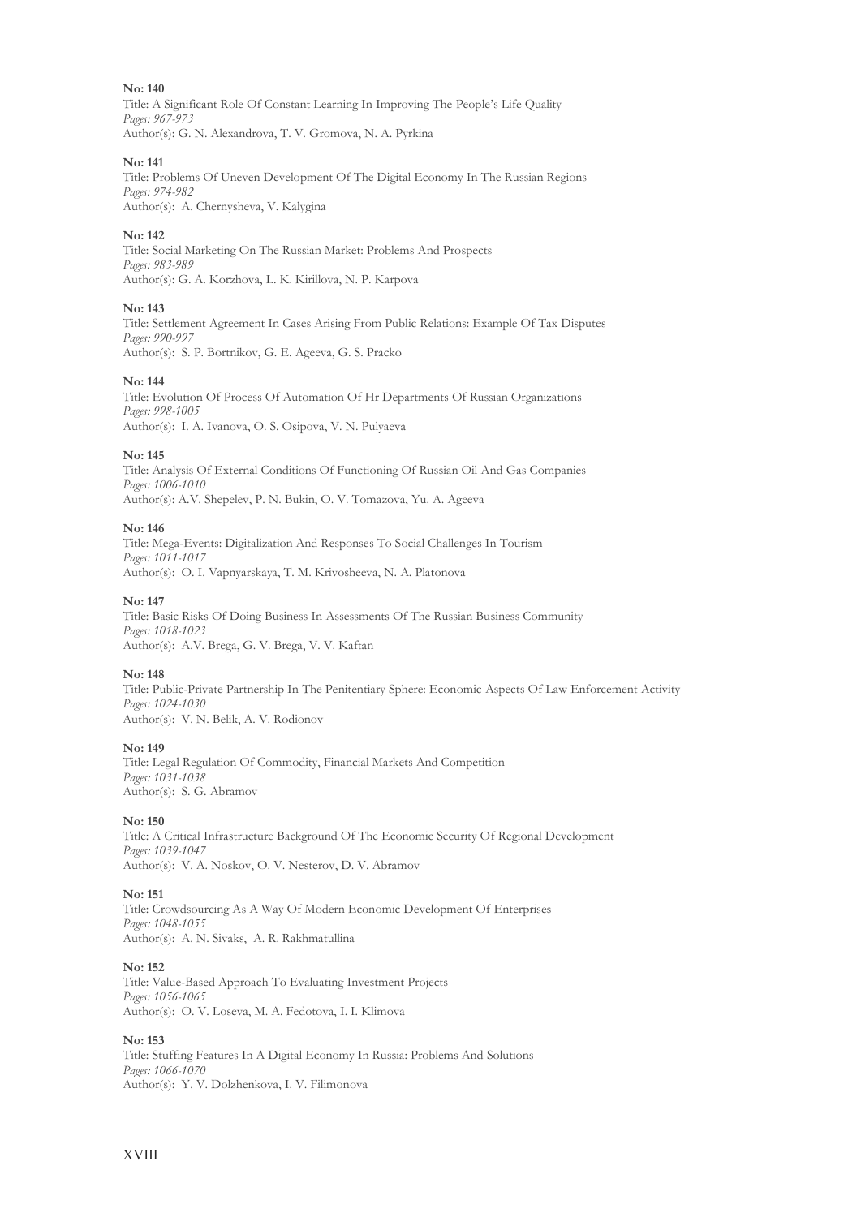**No: 140**
Title: A Significant Role Of Constant Learning In Improving The People's Life Quality
*Pages: 967-973*
Author(s): G. N. Alexandrova, T. V. Gromova, N. A. Pyrkina

**No: 141**
Title: Problems Of Uneven Development Of The Digital Economy In The Russian Regions
*Pages: 974-982*
Author(s): A. Chernysheva, V. Kalygina

**No: 142**
Title: Social Marketing On The Russian Market: Problems And Prospects
*Pages: 983-989*
Author(s): G. A. Korzhova, L. K. Kirillova, N. P. Karpova

**No: 143**
Title: Settlement Agreement In Cases Arising From Public Relations: Example Of Tax Disputes
*Pages: 990-997*
Author(s): S. P. Bortnikov, G. E. Ageeva, G. S. Pracko

**No: 144**
Title: Evolution Of Process Of Automation Of Hr Departments Of Russian Organizations
*Pages: 998-1005*
Author(s): I. A. Ivanova, O. S. Osipova, V. N. Pulyaeva

**No: 145**
Title: Analysis Of External Conditions Of Functioning Of Russian Oil And Gas Companies
*Pages: 1006-1010*
Author(s): A.V. Shepelev, P. N. Bukin, O. V. Tomazova, Yu. A. Ageeva

**No: 146**
Title: Mega-Events: Digitalization And Responses To Social Challenges In Tourism
*Pages: 1011-1017*
Author(s): O. I. Vapnyarskaya, T. M. Krivosheeva, N. A. Platonova

**No: 147**
Title: Basic Risks Of Doing Business In Assessments Of The Russian Business Community
*Pages: 1018-1023*
Author(s): A.V. Brega, G. V. Brega, V. V. Kaftan

**No: 148**
Title: Public-Private Partnership In The Penitentiary Sphere: Economic Aspects Of Law Enforcement Activity
*Pages: 1024-1030*
Author(s): V. N. Belik, A. V. Rodionov

**No: 149**
Title: Legal Regulation Of Commodity, Financial Markets And Competition
*Pages: 1031-1038*
Author(s): S. G. Abramov

**No: 150**
Title: A Critical Infrastructure Background Of The Economic Security Of Regional Development
*Pages: 1039-1047*
Author(s): V. A. Noskov, O. V. Nesterov, D. V. Abramov

**No: 151**
Title: Crowdsourcing As A Way Of Modern Economic Development Of Enterprises
*Pages: 1048-1055*
Author(s): A. N. Sivaks, A. R. Rakhmatullina

**No: 152**
Title: Value-Based Approach To Evaluating Investment Projects
*Pages: 1056-1065*
Author(s): O. V. Loseva, M. A. Fedotova, I. I. Klimova

**No: 153**
Title: Stuffing Features In A Digital Economy In Russia: Problems And Solutions
*Pages: 1066-1070*
Author(s): Y. V. Dolzhenkova, I. V. Filimonova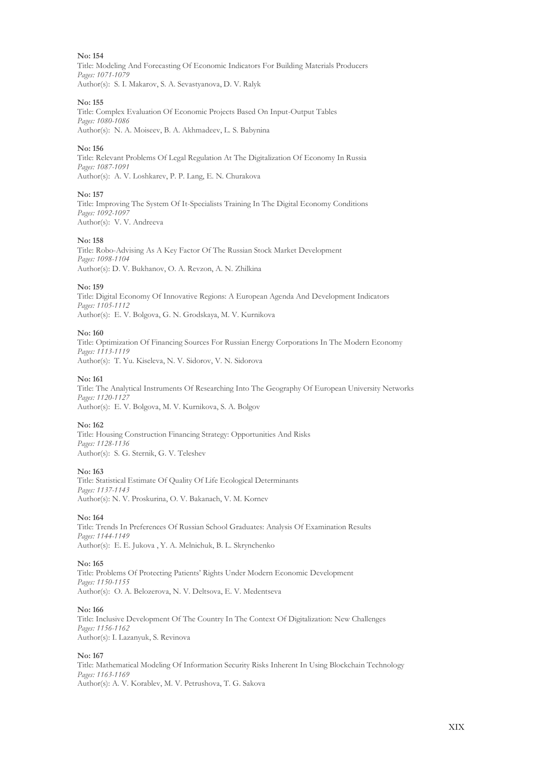**No: 154**
Title: Modeling And Forecasting Of Economic Indicators For Building Materials Producers
*Pages: 1071-1079*
Author(s): S. I. Makarov, S. A. Sevastyanova, D. V. Ralyk

**No: 155**
Title: Complex Evaluation Of Economic Projects Based On Input-Output Tables
*Pages: 1080-1086*
Author(s): N. A. Moiseev, B. A. Akhmadeev, L. S. Babynina

**No: 156**
Title: Relevant Problems Of Legal Regulation At The Digitalization Of Economy In Russia
*Pages: 1087-1091*
Author(s): A. V. Loshkarev, P. P. Lang, E. N. Churakova

**No: 157**
Title: Improving The System Of It-Specialists Training In The Digital Economy Conditions
*Pages: 1092-1097*
Author(s): V. V. Andreeva

**No: 158**
Title: Robo-Advising As A Key Factor Of The Russian Stock Market Development
*Pages: 1098-1104*
Author(s): D. V. Bukhanov, O. A. Revzon, A. N. Zhilkina

**No: 159**
Title: Digital Economy Of Innovative Regions: A European Agenda And Development Indicators
*Pages: 1105-1112*
Author(s): E. V. Bolgova, G. N. Grodskaya, M. V. Kurnikova

**No: 160**
Title: Optimization Of Financing Sources For Russian Energy Corporations In The Modern Economy
*Pages: 1113-1119*
Author(s): T. Yu. Kiseleva, N. V. Sidorov, V. N. Sidorova

**No: 161**
Title: The Analytical Instruments Of Researching Into The Geography Of European University Networks
*Pages: 1120-1127*
Author(s): E. V. Bolgova, M. V. Kurnikova, S. A. Bolgov

**No: 162**
Title: Housing Construction Financing Strategy: Opportunities And Risks
*Pages: 1128-1136*
Author(s): S. G. Sternik, G. V. Teleshev

**No: 163**
Title: Statistical Estimate Of Quality Of Life Ecological Determinants
*Pages: 1137-1143*
Author(s): N. V. Proskurina, O. V. Bakanach, V. M. Kornev

**No: 164**
Title: Trends In Preferences Of Russian School Graduates: Analysis Of Examination Results
*Pages: 1144-1149*
Author(s): E. E. Jukova , Y. A. Melnichuk, B. L. Skrynchenko

**No: 165**
Title: Problems Of Protecting Patients' Rights Under Modern Economic Development
*Pages: 1150-1155*
Author(s): O. A. Belozerova, N. V. Deltsova, E. V. Medentseva

**No: 166**
Title: Inclusive Development Of The Country In The Context Of Digitalization: New Challenges
*Pages: 1156-1162*
Author(s): I. Lazanyuk, S. Revinova

**No: 167**
Title: Mathematical Modeling Of Information Security Risks Inherent In Using Blockchain Technology
*Pages: 1163-1169*
Author(s): A. V. Korablev, M. V. Petrushova, T. G. Sakova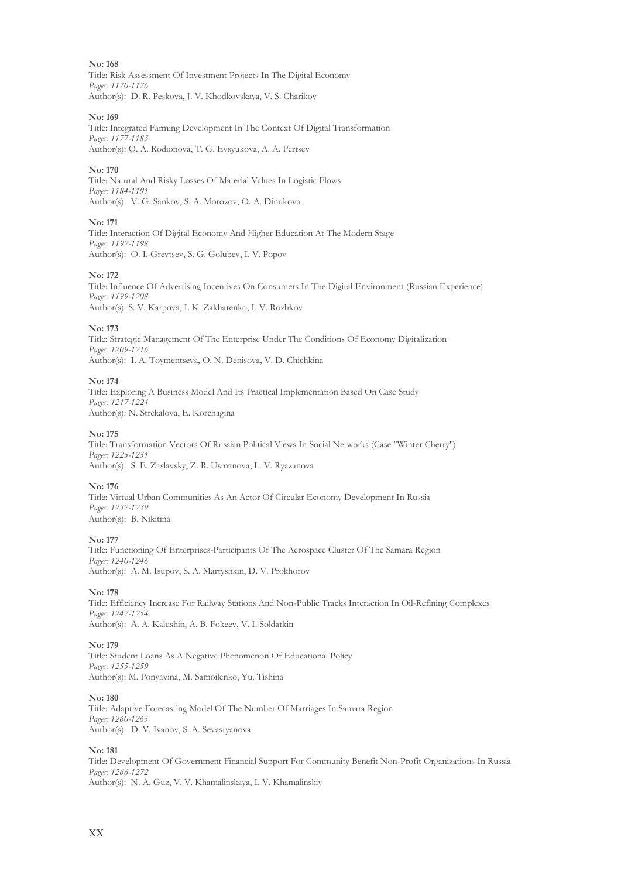**No: 168**
Title: Risk Assessment Of Investment Projects In The Digital Economy
*Pages: 1170-1176*
Author(s): D. R. Peskova, J. V. Khodkovskaya, V. S. Charikov

**No: 169**
Title: Integrated Farming Development In The Context Of Digital Transformation
*Pages: 1177-1183*
Author(s): O. A. Rodionova, T. G. Evsyukova, A. A. Pertsev

**No: 170**
Title: Natural And Risky Losses Of Material Values In Logistic Flows
*Pages: 1184-1191*
Author(s): V. G. Sankov, S. A. Morozov, O. A. Dinukova

**No: 171**
Title: Interaction Of Digital Economy And Higher Education At The Modern Stage
*Pages: 1192-1198*
Author(s): O. I. Grevtsev, S. G. Golubev, I. V. Popov

**No: 172**
Title: Influence Of Advertising Incentives On Consumers In The Digital Environment (Russian Experience)
*Pages: 1199-1208*
Author(s): S. V. Karpova, I. K. Zakharenko, I. V. Rozhkov

**No: 173**
Title: Strategic Management Of The Enterprise Under The Conditions Of Economy Digitalization
*Pages: 1209-1216*
Author(s): I. A. Toymentseva, O. N. Denisova, V. D. Chichkina

**No: 174**
Title: Exploring A Business Model And Its Practical Implementation Based On Case Study
*Pages: 1217-1224*
Author(s): N. Strekalova, E. Korchagina

**No: 175**
Title: Transformation Vectors Of Russian Political Views In Social Networks (Case "Winter Cherry")
*Pages: 1225-1231*
Author(s): S. E. Zaslavsky, Z. R. Usmanova, L. V. Ryazanova

**No: 176**
Title: Virtual Urban Communities As An Actor Of Circular Economy Development In Russia
*Pages: 1232-1239*
Author(s): B. Nikitina

**No: 177**
Title: Functioning Of Enterprises-Participants Of The Aerospace Cluster Of The Samara Region
*Pages: 1240-1246*
Author(s): A. M. Isupov, S. A. Martyshkin, D. V. Prokhorov

**No: 178**
Title: Efficiency Increase For Railway Stations And Non-Public Tracks Interaction In Oil-Refining Complexes
*Pages: 1247-1254*
Author(s): A. A. Kalushin, A. B. Fokeev, V. I. Soldatkin

**No: 179**
Title: Student Loans As A Negative Phenomenon Of Educational Policy
*Pages: 1255-1259*
Author(s): M. Ponyavina, M. Samoilenko, Yu. Tishina

**No: 180**
Title: Adaptive Forecasting Model Of The Number Of Marriages In Samara Region
*Pages: 1260-1265*
Author(s): D. V. Ivanov, S. A. Sevastyanova

**No: 181**
Title: Development Of Government Financial Support For Community Benefit Non-Profit Organizations In Russia
*Pages: 1266-1272*
Author(s): N. A. Guz, V. V. Khamalinskaya, I. V. Khamalinskiy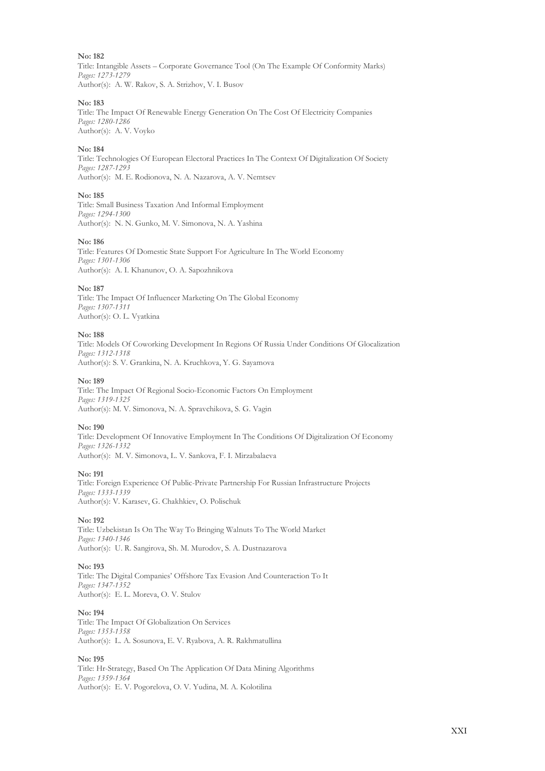**No: 182**
Title: Intangible Assets – Corporate Governance Tool (On The Example Of Conformity Marks)
*Pages: 1273-1279*
Author(s): A. W. Rakov, S. A. Strizhov, V. I. Busov

**No: 183**
Title: The Impact Of Renewable Energy Generation On The Cost Of Electricity Companies
*Pages: 1280-1286*
Author(s): A. V. Voyko

**No: 184**
Title: Technologies Of European Electoral Practices In The Context Of Digitalization Of Society
*Pages: 1287-1293*
Author(s): M. E. Rodionova, N. A. Nazarova, A. V. Nemtsev

**No: 185**
Title: Small Business Taxation And Informal Employment
*Pages: 1294-1300*
Author(s): N. N. Gunko, M. V. Simonova, N. A. Yashina

**No: 186**
Title: Features Of Domestic State Support For Agriculture In The World Economy
*Pages: 1301-1306*
Author(s): A. I. Khanunov, O. A. Sapozhnikova

**No: 187**
Title: The Impact Of Influencer Marketing On The Global Economy
*Pages: 1307-1311*
Author(s): O. L. Vyatkina

**No: 188**
Title: Models Of Coworking Development In Regions Of Russia Under Conditions Of Glocalization
*Pages: 1312-1318*
Author(s): S. V. Grankina, N. A. Kruchkova, Y. G. Sayamova

**No: 189**
Title: The Impact Of Regional Socio-Economic Factors On Employment
*Pages: 1319-1325*
Author(s): M. V. Simonova, N. A. Spravchikova, S. G. Vagin

**No: 190**
Title: Development Of Innovative Employment In The Conditions Of Digitalization Of Economy
*Pages: 1326-1332*
Author(s): M. V. Simonova, L. V. Sankova, F. I. Mirzabalaeva

**No: 191**
Title: Foreign Experience Of Public-Private Partnership For Russian Infrastructure Projects
*Pages: 1333-1339*
Author(s): V. Karasev, G. Chakhkiev, O. Polischuk

**No: 192**
Title: Uzbekistan Is On The Way To Bringing Walnuts To The World Market
*Pages: 1340-1346*
Author(s): U. R. Sangirova, Sh. M. Murodov, S. A. Dustnazarova

**No: 193**
Title: The Digital Companies' Offshore Tax Evasion And Counteraction To It
*Pages: 1347-1352*
Author(s): E. L. Moreva, O. V. Stulov

**No: 194**
Title: The Impact Of Globalization On Services
*Pages: 1353-1358*
Author(s): L. A. Sosunova, E. V. Ryabova, A. R. Rakhmatullina

**No: 195**
Title: Hr-Strategy, Based On The Application Of Data Mining Algorithms
*Pages: 1359-1364*
Author(s): E. V. Pogorelova, O. V. Yudina, M. A. Kolotilina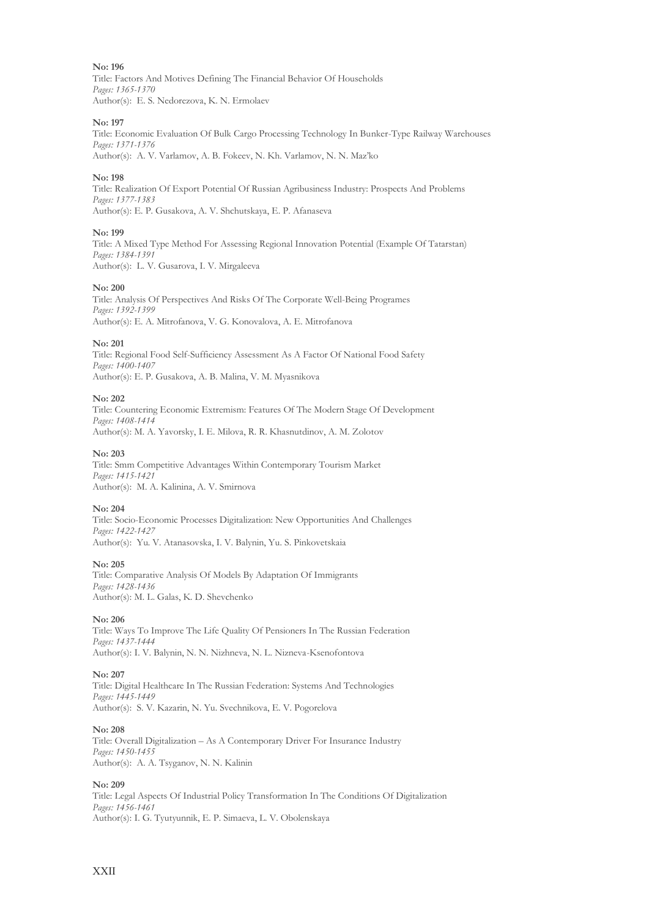**No: 196**

Title: Factors And Motives Defining The Financial Behavior Of Households
*Pages: 1365-1370*
Author(s): E. S. Nedorezova, K. N. Ermolaev

**No: 197**

Title: Economic Evaluation Of Bulk Cargo Processing Technology In Bunker-Type Railway Warehouses
*Pages: 1371-1376*
Author(s): A. V. Varlamov, A. B. Fokeev, N. Kh. Varlamov, N. N. Maz'ko

**No: 198**

Title: Realization Of Export Potential Of Russian Agribusiness Industry: Prospects And Problems
*Pages: 1377-1383*
Author(s): E. P. Gusakova, A. V. Shchutskaya, E. P. Afanaseva

**No: 199**

Title: A Mixed Type Method For Assessing Regional Innovation Potential (Example Of Tatarstan)
*Pages: 1384-1391*
Author(s): L. V. Gusarova, I. V. Mirgaleeva

**No: 200**

Title: Analysis Of Perspectives And Risks Of The Corporate Well-Being Programes
*Pages: 1392-1399*
Author(s): E. A. Mitrofanova, V. G. Konovalova, A. E. Mitrofanova

**No: 201**

Title: Regional Food Self-Sufficiency Assessment As A Factor Of National Food Safety
*Pages: 1400-1407*
Author(s): E. P. Gusakova, A. B. Malina, V. M. Myasnikova

**No: 202**

Title: Countering Economic Extremism: Features Of The Modern Stage Of Development
*Pages: 1408-1414*
Author(s): M. A. Yavorsky, I. E. Milova, R. R. Khasnutdinov, A. M. Zolotov

**No: 203**

Title: Smm Competitive Advantages Within Contemporary Tourism Market
*Pages: 1415-1421*
Author(s): M. A. Kalinina, A. V. Smirnova

**No: 204**

Title: Socio-Economic Processes Digitalization: New Opportunities And Challenges
*Pages: 1422-1427*
Author(s): Yu. V. Atanasovska, I. V. Balynin, Yu. S. Pinkovetskaia

**No: 205**

Title: Comparative Analysis Of Models By Adaptation Of Immigrants
*Pages: 1428-1436*
Author(s): M. L. Galas, K. D. Shevchenko

**No: 206**

Title: Ways To Improve The Life Quality Of Pensioners In The Russian Federation
*Pages: 1437-1444*
Author(s): I. V. Balynin, N. N. Nizhneva, N. L. Nizneva-Ksenofontova

**No: 207**

Title: Digital Healthcare In The Russian Federation: Systems And Technologies
*Pages: 1445-1449*
Author(s): S. V. Kazarin, N. Yu. Svechnikova, E. V. Pogorelova

**No: 208**

Title: Overall Digitalization – As A Contemporary Driver For Insurance Industry
*Pages: 1450-1455*
Author(s): A. A. Tsyganov, N. N. Kalinin

**No: 209**

Title: Legal Aspects Of Industrial Policy Transformation In The Conditions Of Digitalization
*Pages: 1456-1461*
Author(s): I. G. Tyutyunnik, E. P. Simaeva, L. V. Obolenskaya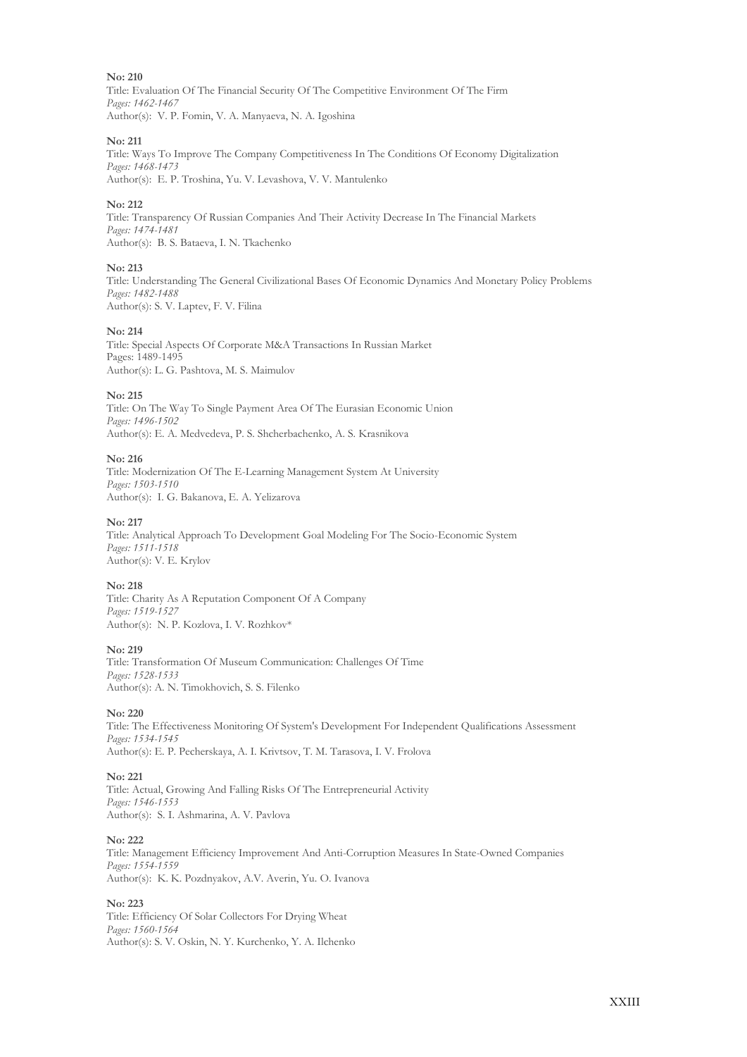**No: 210**
Title: Evaluation Of The Financial Security Of The Competitive Environment Of The Firm
*Pages: 1462-1467*
Author(s): V. P. Fomin, V. A. Manyaeva, N. A. Igoshina

**No: 211**
Title: Ways To Improve The Company Competitiveness In The Conditions Of Economy Digitalization
*Pages: 1468-1473*
Author(s): E. P. Troshina, Yu. V. Levashova, V. V. Mantulenko

**No: 212**
Title: Transparency Of Russian Companies And Their Activity Decrease In The Financial Markets
*Pages: 1474-1481*
Author(s): B. S. Bataeva, I. N. Tkachenko

**No: 213**
Title: Understanding The General Civilizational Bases Of Economic Dynamics And Monetary Policy Problems
*Pages: 1482-1488*
Author(s): S. V. Laptev, F. V. Filina

**No: 214**
Title: Special Aspects Of Corporate M&A Transactions In Russian Market
Pages: 1489-1495
Author(s): L. G. Pashtova, M. S. Maimulov

**No: 215**
Title: On The Way To Single Payment Area Of The Eurasian Economic Union
*Pages: 1496-1502*
Author(s): E. A. Medvedeva, P. S. Shcherbachenko, A. S. Krasnikova

**No: 216**
Title: Modernization Of The E-Learning Management System At University
*Pages: 1503-1510*
Author(s): I. G. Bakanova, E. A. Yelizarova

**No: 217**
Title: Analytical Approach To Development Goal Modeling For The Socio-Economic System
*Pages: 1511-1518*
Author(s): V. E. Krylov

**No: 218**
Title: Charity As A Reputation Component Of A Company
*Pages: 1519-1527*
Author(s): N. P. Kozlova, I. V. Rozhkov*

**No: 219**
Title: Transformation Of Museum Communication: Challenges Of Time
*Pages: 1528-1533*
Author(s): A. N. Timokhovich, S. S. Filenko

**No: 220**
Title: The Effectiveness Monitoring Of System's Development For Independent Qualifications Assessment
*Pages: 1534-1545*
Author(s): E. P. Pecherskaya, A. I. Krivtsov, T. M. Tarasova, I. V. Frolova

**No: 221**
Title: Actual, Growing And Falling Risks Of The Entrepreneurial Activity
*Pages: 1546-1553*
Author(s): S. I. Ashmarina, A. V. Pavlova

**No: 222**
Title: Management Efficiency Improvement And Anti-Corruption Measures In State-Owned Companies
*Pages: 1554-1559*
Author(s): K. K. Pozdnyakov, A.V. Averin, Yu. O. Ivanova

**No: 223**
Title: Efficiency Of Solar Collectors For Drying Wheat
*Pages: 1560-1564*
Author(s): S. V. Oskin, N. Y. Kurchenko, Y. A. Ilchenko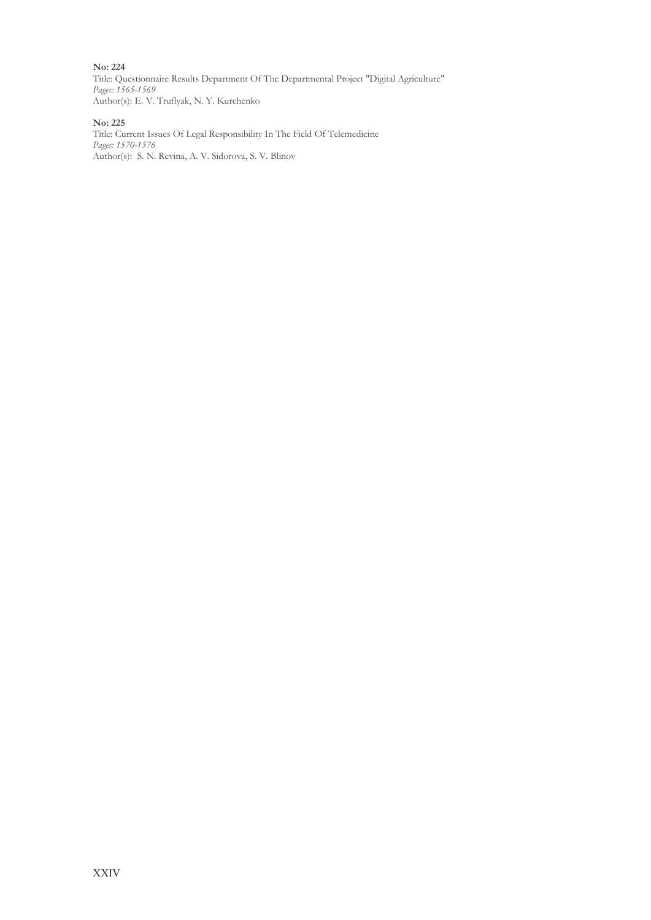**No: 224**
Title: Questionnaire Results Department Of The Departmental Project "Digital Agriculture"
*Pages: 1565-1569*
Author(s): E. V. Truflyak, N. Y. Kurchenko

**No: 225**
Title: Current Issues Of Legal Responsibility In The Field Of Telemedicine
*Pages: 1570-1576*
Author(s): S. N. Revina, A. V. Sidorova, S. V. Blinov